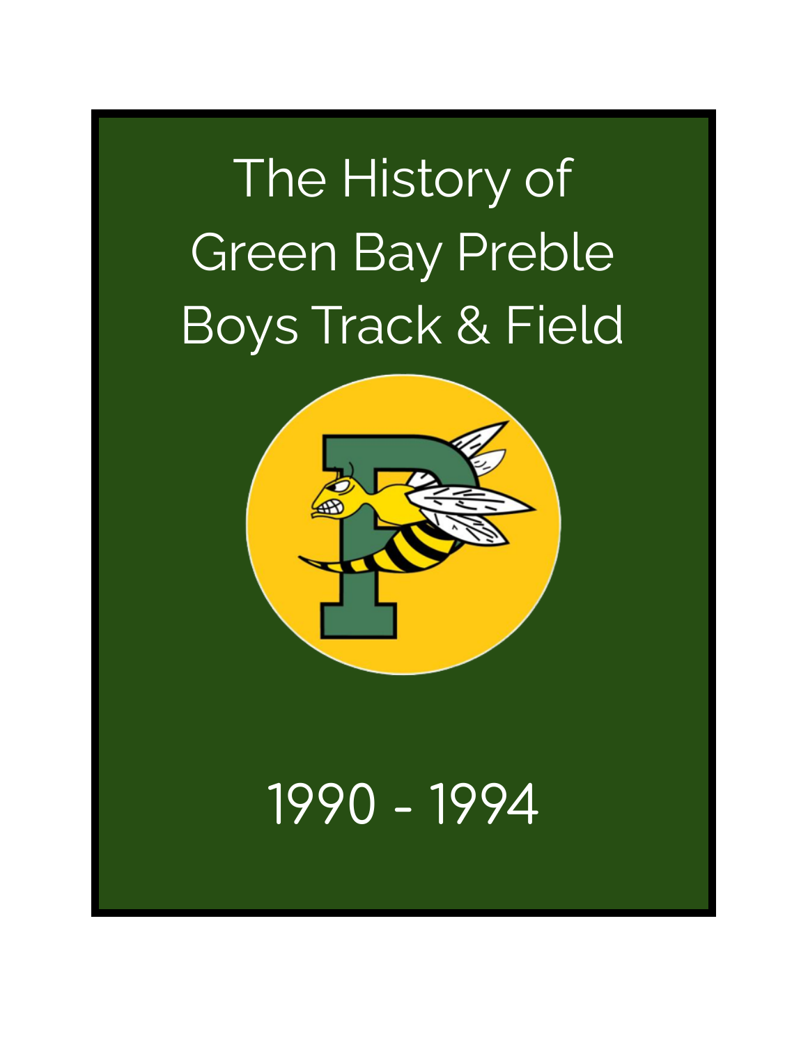# The History of Green Bay Preble Boys Track & Field

1990 - 1994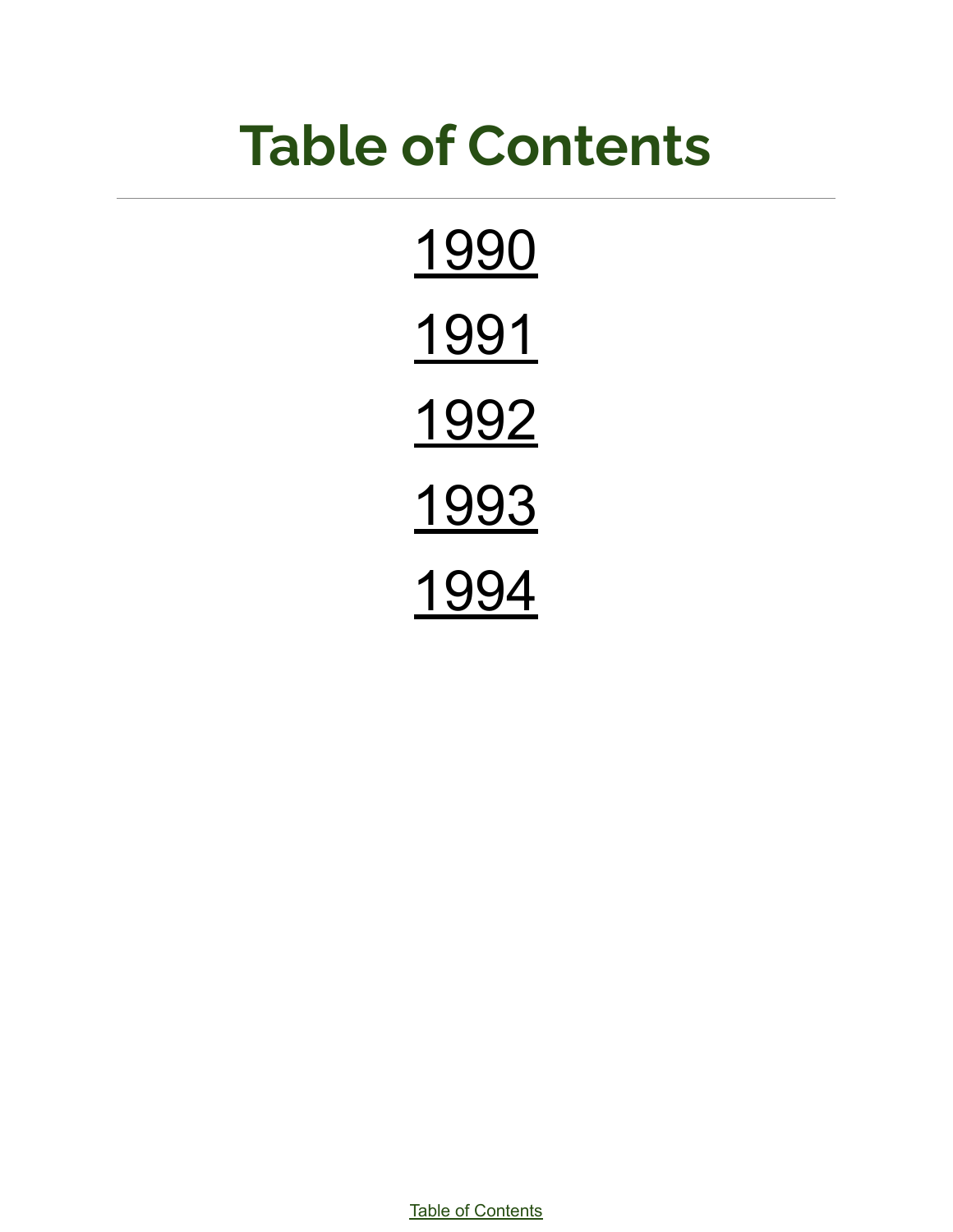# Table of Contents

---

1990

1991

1992

1993

1994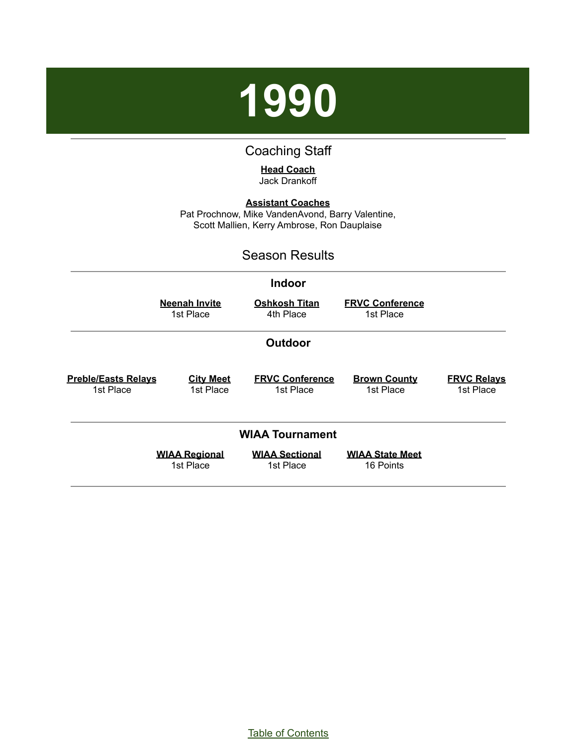# 1990

## Coaching Staff

**Head Coach**
Jack Drankoff

**Assistant Coaches**
Pat Prochnow, Mike VandenAvond, Barry Valentine, Scott Mallien, Kerry Ambrose, Ron Dauplaise

## Season Results

### Indoor

| Neenah Invite | Oshkosh Titan | FRVC Conference |
|---|---|---|
| 1st Place | 4th Place | 1st Place |

### Outdoor

| Preble/Easts Relays | City Meet | FRVC Conference | Brown County | FRVC Relays |
|---|---|---|---|---|
| 1st Place | 1st Place | 1st Place | 1st Place | 1st Place |

### WIAA Tournament

| WIAA Regional | WIAA Sectional | WIAA State Meet |
|---|---|---|
| 1st Place | 1st Place | 16 Points |

Table of Contents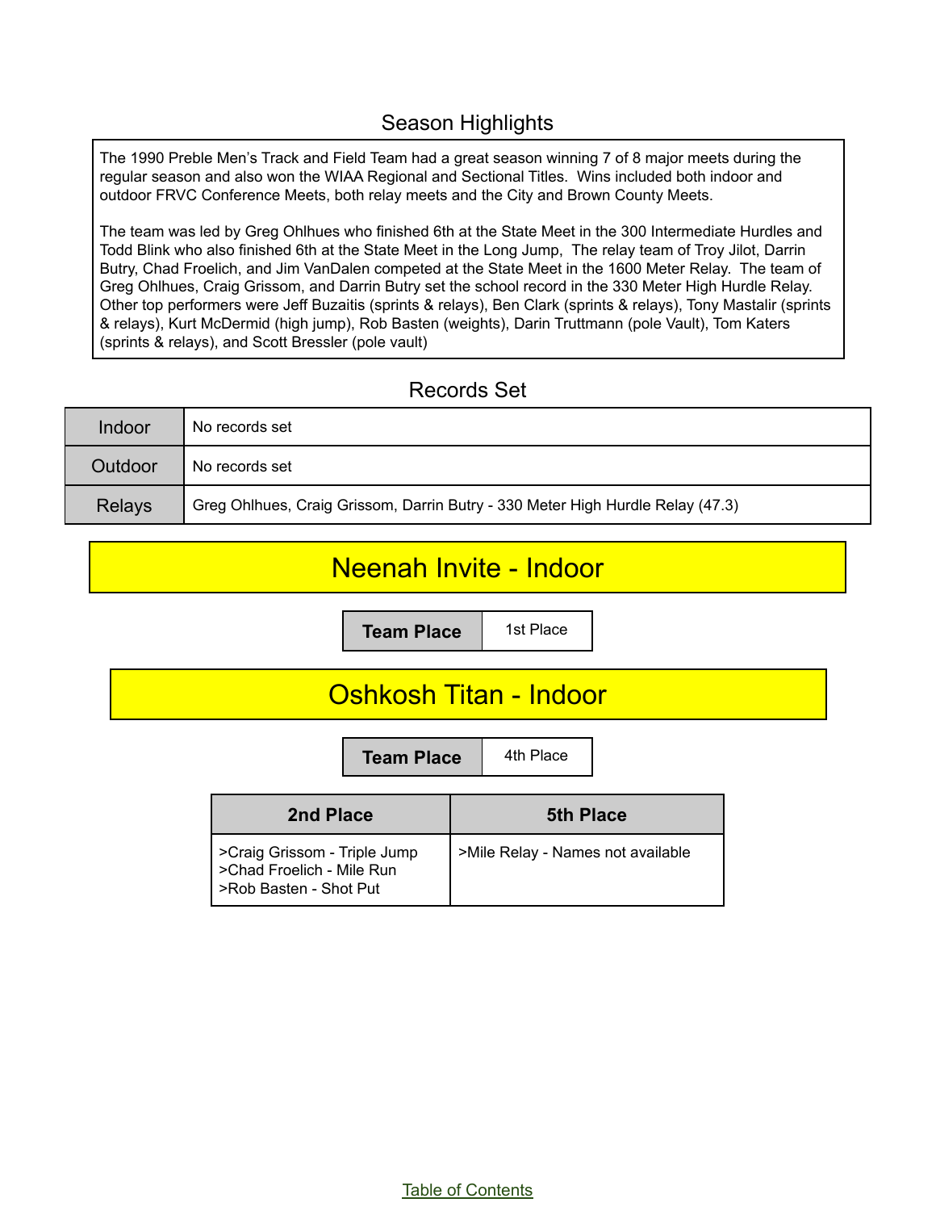## Season Highlights

The 1990 Preble Men's Track and Field Team had a great season winning 7 of 8 major meets during the regular season and also won the WIAA Regional and Sectional Titles. Wins included both indoor and outdoor FRVC Conference Meets, both relay meets and the City and Brown County Meets.

The team was led by Greg Ohlhues who finished 6th at the State Meet in the 300 Intermediate Hurdles and Todd Blink who also finished 6th at the State Meet in the Long Jump, The relay team of Troy Jilot, Darrin Butry, Chad Froelich, and Jim VanDalen competed at the State Meet in the 1600 Meter Relay. The team of Greg Ohlhues, Craig Grissom, and Darrin Butry set the school record in the 330 Meter High Hurdle Relay. Other top performers were Jeff Buzaitis (sprints & relays), Ben Clark (sprints & relays), Tony Mastalir (sprints & relays), Kurt McDermid (high jump), Rob Basten (weights), Darin Truttmann (pole Vault), Tom Katers (sprints & relays), and Scott Bressler (pole vault)

## Records Set

| | |
|---|---|
| Indoor | No records set |
| Outdoor | No records set |
| Relays | Greg Ohlhues, Craig Grissom, Darrin Butry - 330 Meter High Hurdle Relay (47.3) |

# Neenah Invite - Indoor

| Team Place | 1st Place |
|---|---|

# Oshkosh Titan - Indoor

| Team Place | 4th Place |
|---|---|

| 2nd Place | 5th Place |
|---|---|
| >Craig Grissom - Triple Jump<br>>Chad Froelich - Mile Run<br>>Rob Basten - Shot Put | >Mile Relay - Names not available |

Table of Contents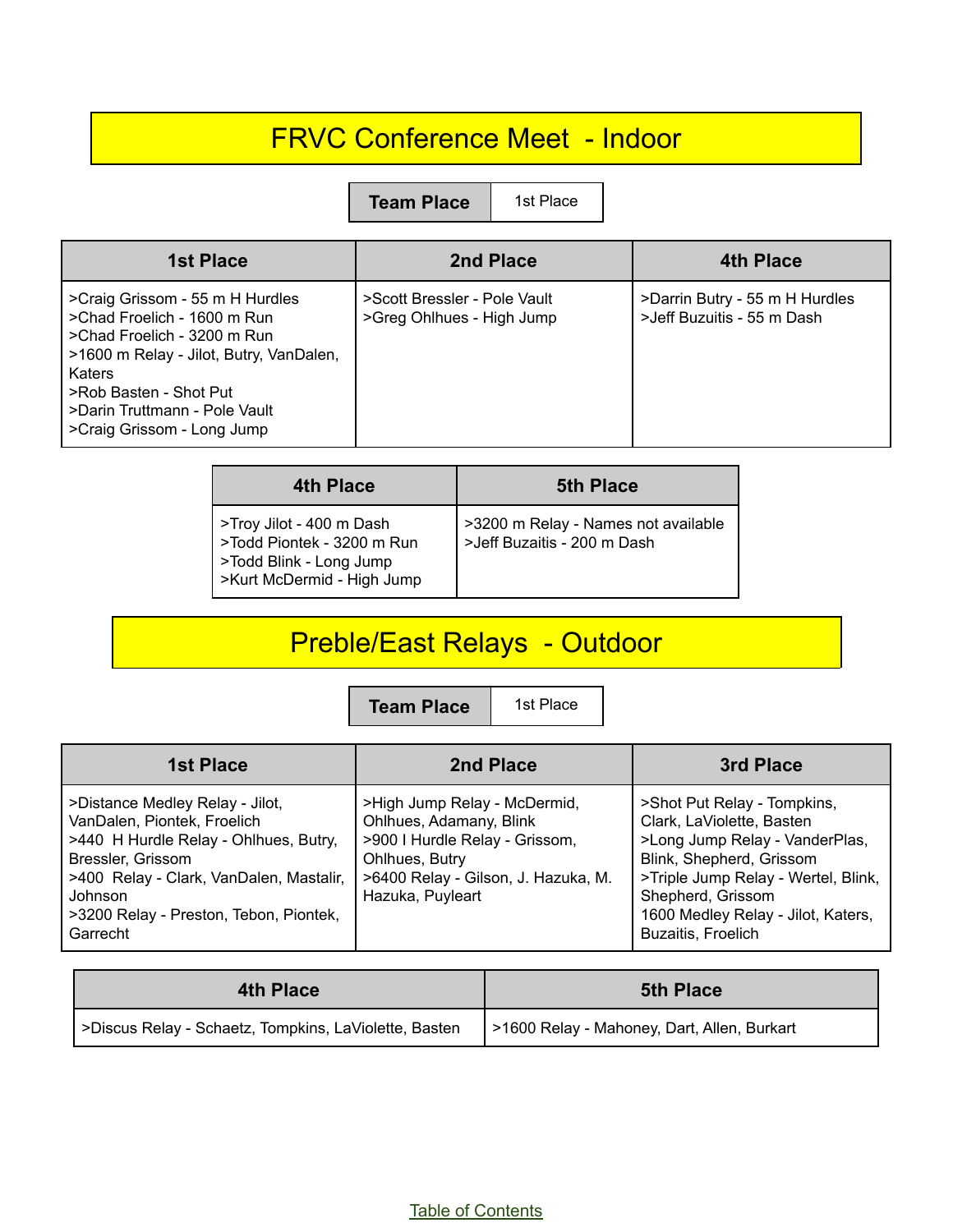# FRVC Conference Meet - Indoor

| Team Place | 1st Place |
|---|---|

| 1st Place | 2nd Place | 4th Place |
|---|---|---|
| >Craig Grissom - 55 m H Hurdles<br>>Chad Froelich - 1600 m Run<br>>Chad Froelich - 3200 m Run<br>>1600 m Relay - Jilot, Butry, VanDalen, Katers<br>>Rob Basten - Shot Put<br>>Darin Truttmann - Pole Vault<br>>Craig Grissom - Long Jump | >Scott Bressler - Pole Vault<br>>Greg Ohlhues - High Jump | >Darrin Butry - 55 m H Hurdles<br>>Jeff Buzuitis - 55 m Dash |

| 4th Place | 5th Place |
|---|---|
| >Troy Jilot - 400 m Dash<br>>Todd Piontek - 3200 m Run<br>>Todd Blink - Long Jump<br>>Kurt McDermid - High Jump | >3200 m Relay - Names not available<br>>Jeff Buzaitis - 200 m Dash |

# Preble/East Relays - Outdoor

| Team Place | 1st Place |
|---|---|

| 1st Place | 2nd Place | 3rd Place |
|---|---|---|
| >Distance Medley Relay - Jilot, VanDalen, Piontek, Froelich<br>>440 H Hurdle Relay - Ohlhues, Butry, Bressler, Grissom<br>>400 Relay - Clark, VanDalen, Mastalir, Johnson<br>>3200 Relay - Preston, Tebon, Piontek, Garrecht | >High Jump Relay - McDermid, Ohlhues, Adamany, Blink<br>>900 I Hurdle Relay - Grissom, Ohlhues, Butry<br>>6400 Relay - Gilson, J. Hazuka, M. Hazuka, Puyleart | >Shot Put Relay - Tompkins, Clark, LaViolette, Basten<br>>Long Jump Relay - VanderPlas, Blink, Shepherd, Grissom<br>>Triple Jump Relay - Wertel, Blink, Shepherd, Grissom<br>1600 Medley Relay - Jilot, Katers, Buzaitis, Froelich |

| 4th Place | 5th Place |
|---|---|
| >Discus Relay - Schaetz, Tompkins, LaViolette, Basten | >1600 Relay - Mahoney, Dart, Allen, Burkart |

Table of Contents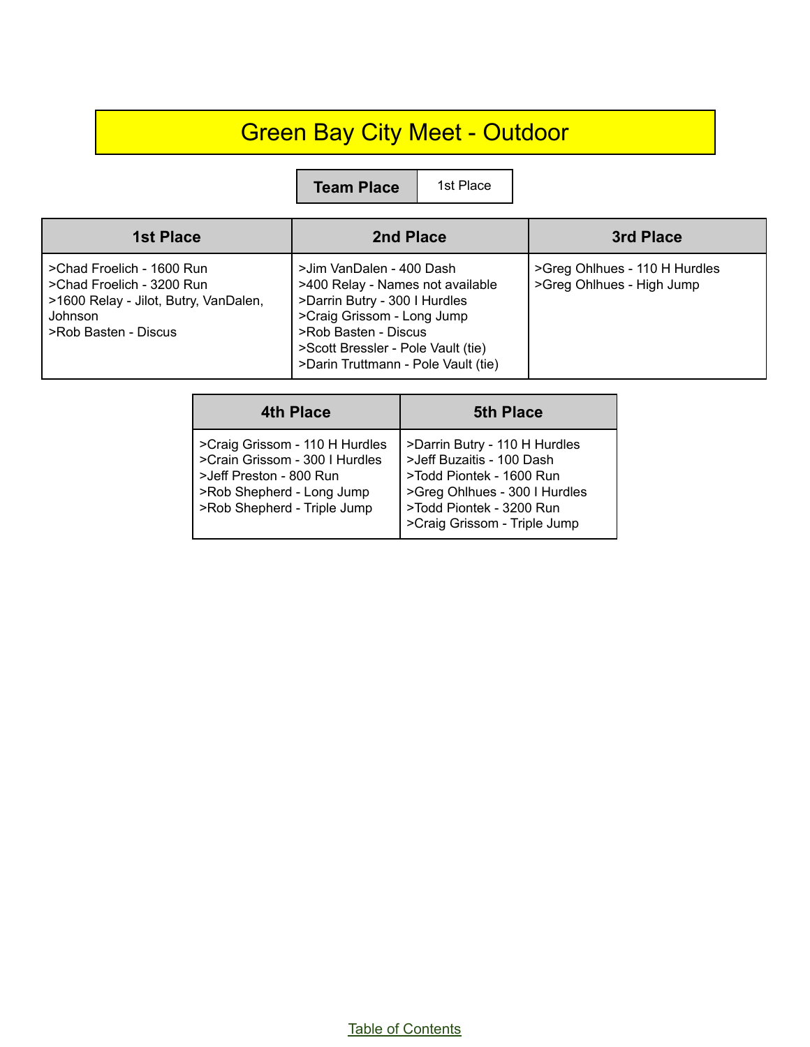# Green Bay City Meet - Outdoor

| Team Place | 1st Place |
|---|---|

| 1st Place | 2nd Place | 3rd Place |
|---|---|---|
| >Chad Froelich - 1600 Run<br>>Chad Froelich - 3200 Run<br>>1600 Relay - Jilot, Butry, VanDalen, Johnson<br>>Rob Basten - Discus | >Jim VanDalen - 400 Dash<br>>400 Relay - Names not available<br>>Darrin Butry - 300 I Hurdles<br>>Craig Grissom - Long Jump<br>>Rob Basten - Discus<br>>Scott Bressler - Pole Vault (tie)<br>>Darin Truttmann - Pole Vault (tie) | >Greg Ohlhues - 110 H Hurdles<br>>Greg Ohlhues - High Jump |

| 4th Place | 5th Place |
|---|---|
| >Craig Grissom - 110 H Hurdles<br>>Crain Grissom - 300 I Hurdles<br>>Jeff Preston - 800 Run<br>>Rob Shepherd - Long Jump<br>>Rob Shepherd - Triple Jump | >Darrin Butry - 110 H Hurdles<br>>Jeff Buzaitis - 100 Dash<br>>Todd Piontek - 1600 Run<br>>Greg Ohlhues - 300 I Hurdles<br>>Todd Piontek - 3200 Run<br>>Craig Grissom - Triple Jump |

Table of Contents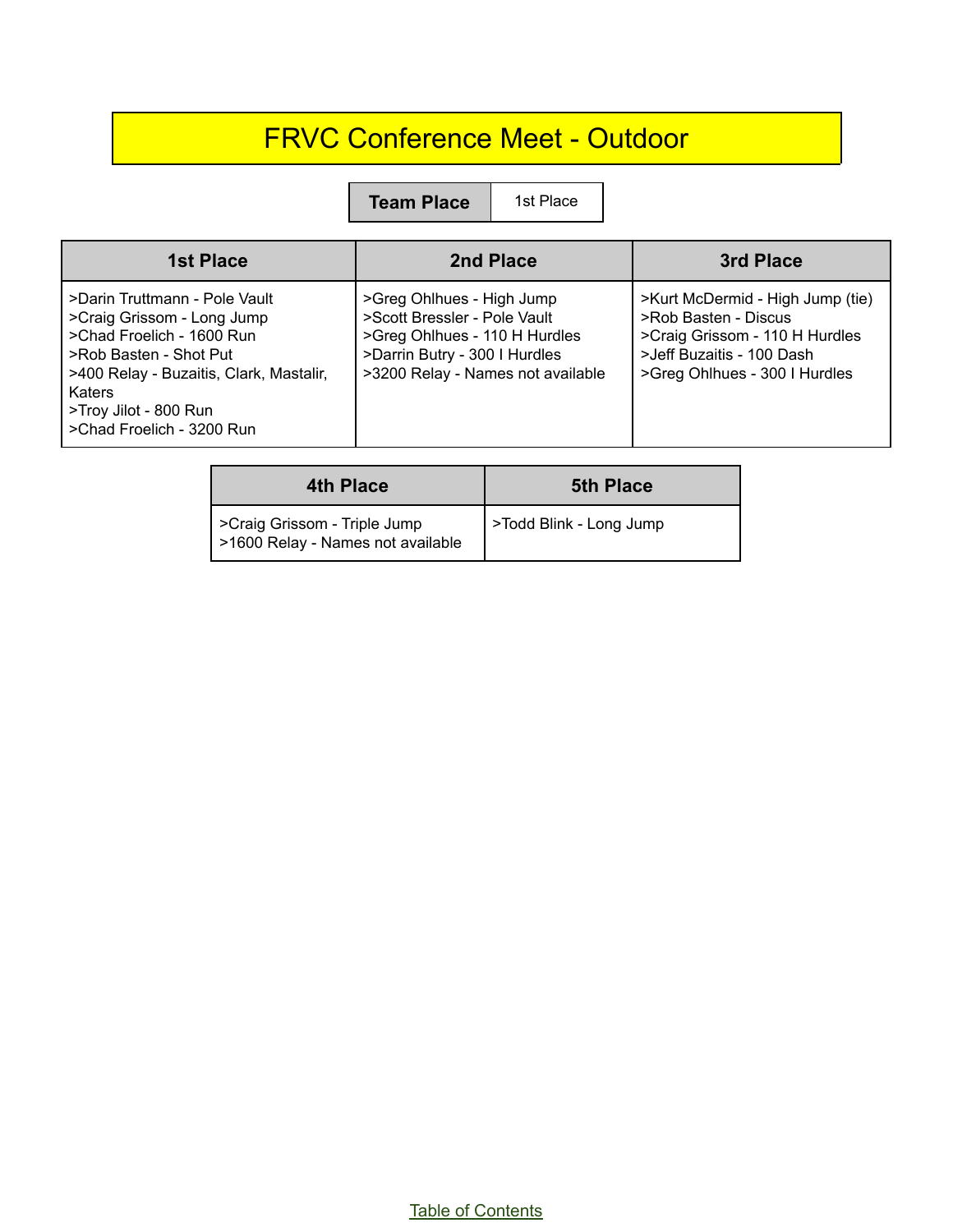# FRVC Conference Meet - Outdoor

| Team Place | 1st Place |
|---|---|

| 1st Place | 2nd Place | 3rd Place |
|---|---|---|
| >Darin Truttmann - Pole Vault<br>>Craig Grissom - Long Jump<br>>Chad Froelich - 1600 Run<br>>Rob Basten - Shot Put<br>>400 Relay - Buzaitis, Clark, Mastalir, Katers<br>>Troy Jilot - 800 Run<br>>Chad Froelich - 3200 Run | >Greg Ohlhues - High Jump<br>>Scott Bressler - Pole Vault<br>>Greg Ohlhues - 110 H Hurdles<br>>Darrin Butry - 300 I Hurdles<br>>3200 Relay - Names not available | >Kurt McDermid - High Jump (tie)<br>>Rob Basten - Discus<br>>Craig Grissom - 110 H Hurdles<br>>Jeff Buzaitis - 100 Dash<br>>Greg Ohlhues - 300 I Hurdles |

| 4th Place | 5th Place |
|---|---|
| >Craig Grissom - Triple Jump<br>>1600 Relay - Names not available | >Todd Blink - Long Jump |

Table of Contents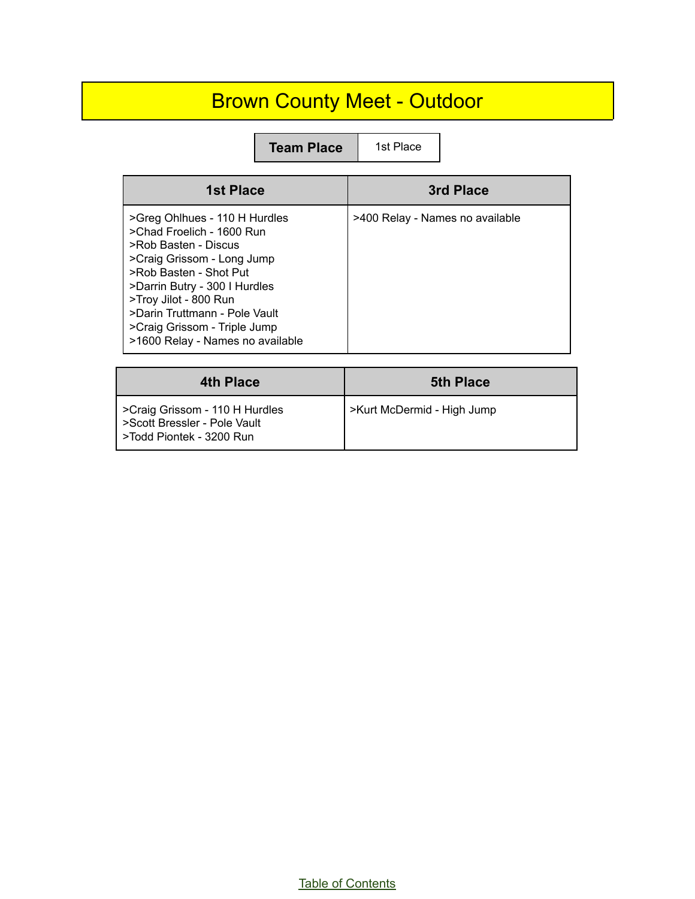# Brown County Meet - Outdoor

| Team Place | 1st Place |
| --- | --- |

| 1st Place | 3rd Place |
| --- | --- |
| >Greg Ohlhues - 110 H Hurdles<br>>Chad Froelich - 1600 Run<br>>Rob Basten - Discus<br>>Craig Grissom - Long Jump<br>>Rob Basten - Shot Put<br>>Darrin Butry - 300 I Hurdles<br>>Troy Jilot - 800 Run<br>>Darin Truttmann - Pole Vault<br>>Craig Grissom - Triple Jump<br>>1600 Relay - Names no available | >400 Relay - Names no available |

| 4th Place | 5th Place |
| --- | --- |
| >Craig Grissom - 110 H Hurdles<br>>Scott Bressler - Pole Vault<br>>Todd Piontek - 3200 Run | >Kurt McDermid - High Jump |

Table of Contents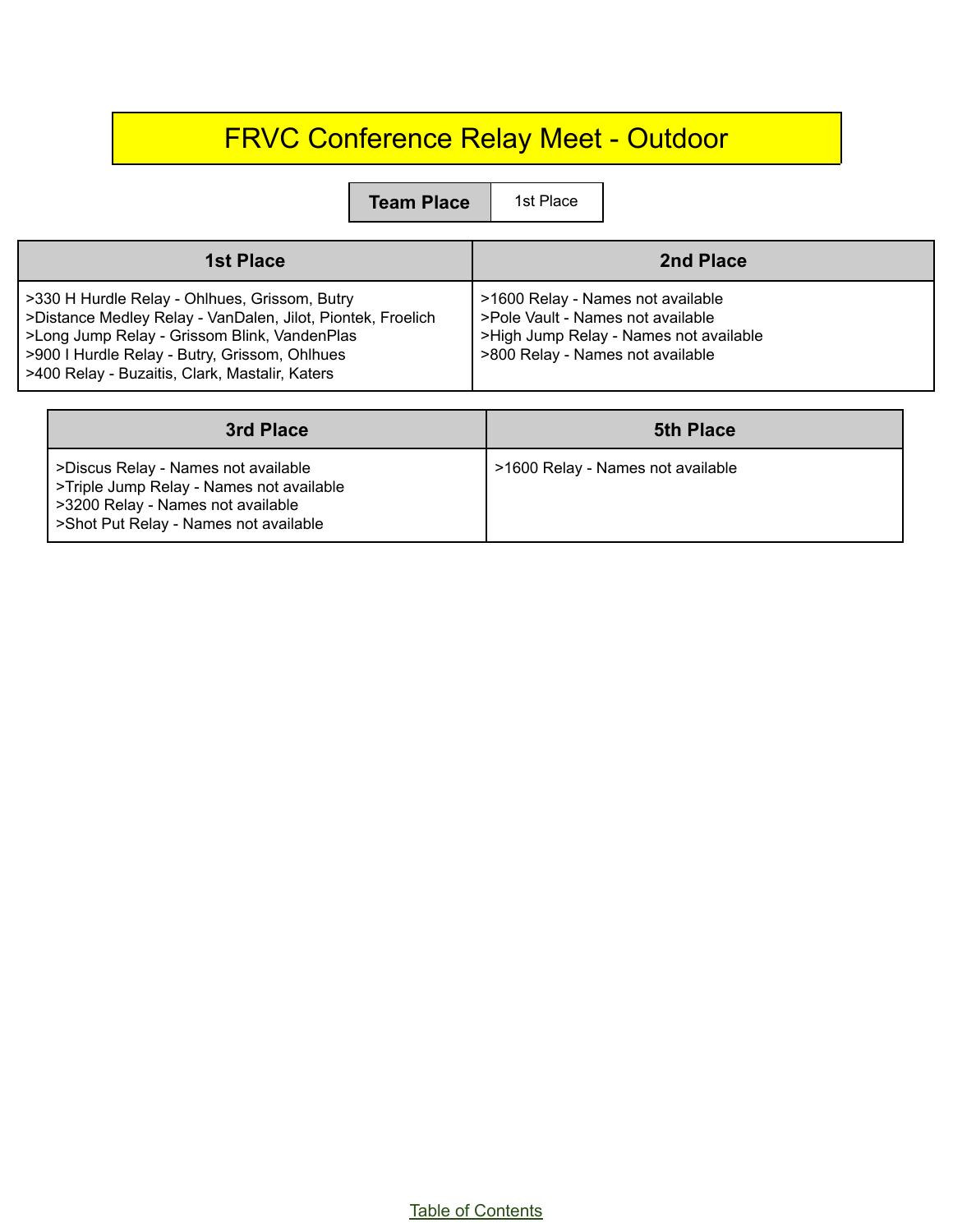# FRVC Conference Relay Meet - Outdoor

| Team Place | 1st Place |
|---|---|

| 1st Place | 2nd Place |
|---|---|
| >330 H Hurdle Relay - Ohlhues, Grissom, Butry<br>>Distance Medley Relay - VanDalen, Jilot, Piontek, Froelich<br>>Long Jump Relay - Grissom Blink, VandenPlas<br>>900 I Hurdle Relay - Butry, Grissom, Ohlhues<br>>400 Relay - Buzaitis, Clark, Mastalir, Katers | >1600 Relay - Names not available<br>>Pole Vault - Names not available<br>>High Jump Relay - Names not available<br>>800 Relay - Names not available |

| 3rd Place | 5th Place |
|---|---|
| >Discus Relay - Names not available<br>>Triple Jump Relay - Names not available<br>>3200 Relay - Names not available<br>>Shot Put Relay - Names not available | >1600 Relay - Names not available |

Table of Contents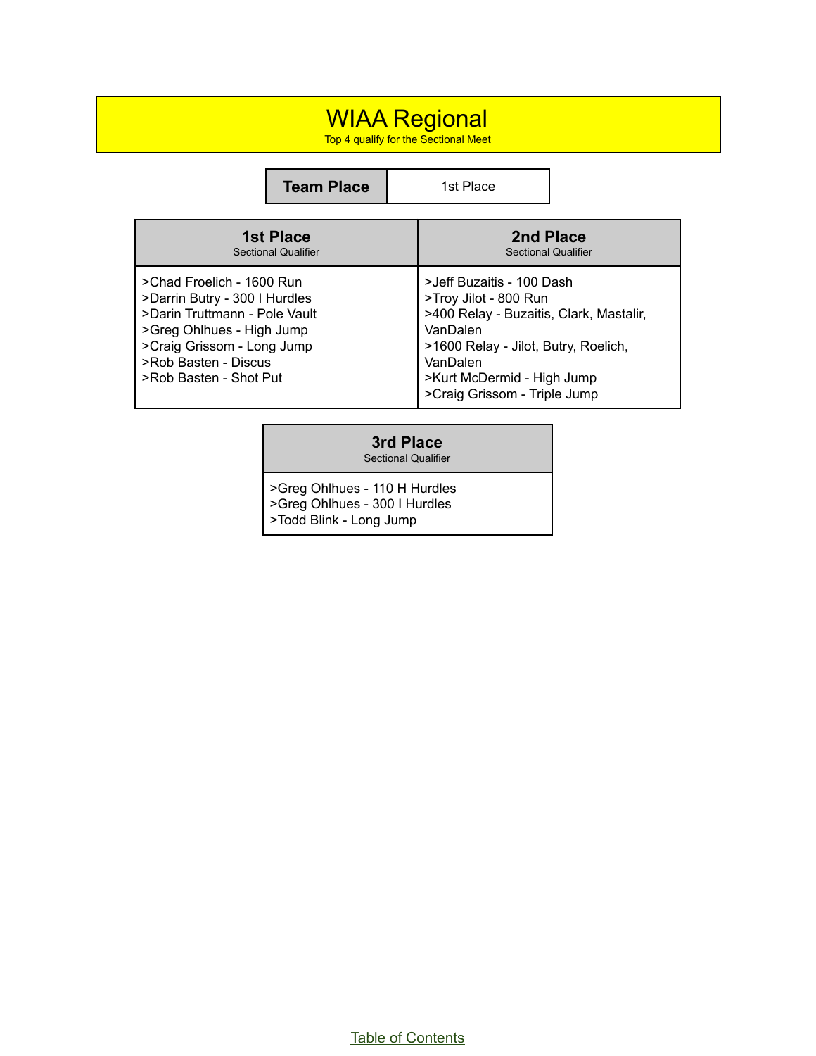# WIAA Regional

Top 4 qualify for the Sectional Meet

| Team Place | 1st Place |
| --- | --- |

| 1st Place<br>Sectional Qualifier | 2nd Place<br>Sectional Qualifier |
| --- | --- |
| >Chad Froelich - 1600 Run<br>>Darrin Butry - 300 I Hurdles<br>>Darin Truttmann - Pole Vault<br>>Greg Ohlhues - High Jump<br>>Craig Grissom - Long Jump<br>>Rob Basten - Discus<br>>Rob Basten - Shot Put | >Jeff Buzaitis - 100 Dash<br>>Troy Jilot - 800 Run<br>>400 Relay - Buzaitis, Clark, Mastalir, VanDalen<br>>1600 Relay - Jilot, Butry, Roelich, VanDalen<br>>Kurt McDermid - High Jump<br>>Craig Grissom - Triple Jump |

| 3rd Place<br>Sectional Qualifier |
| --- |
| >Greg Ohlhues - 110 H Hurdles<br>>Greg Ohlhues - 300 I Hurdles<br>>Todd Blink - Long Jump |

Table of Contents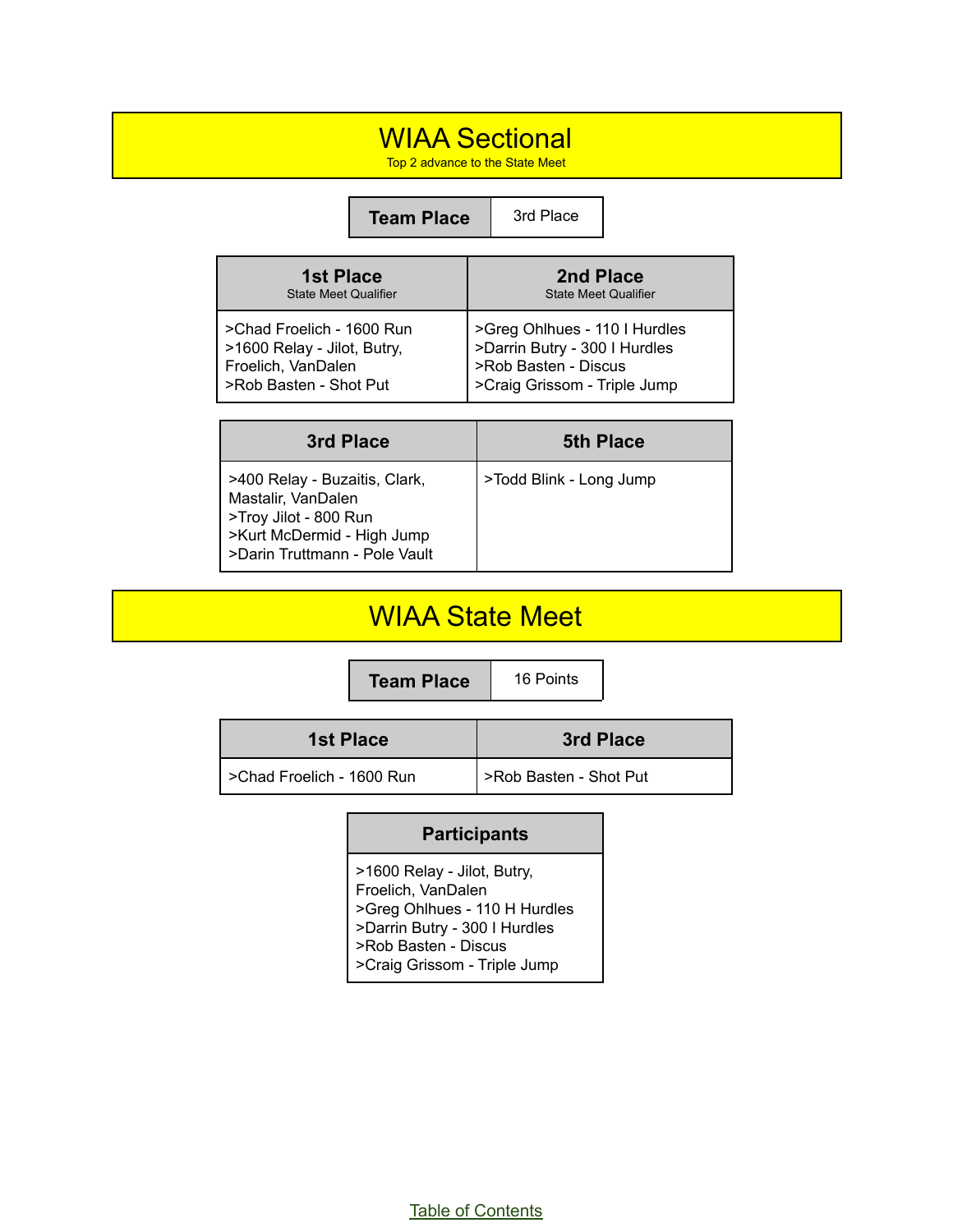# WIAA Sectional

Top 2 advance to the State Meet

| Team Place | 3rd Place |
| --- | --- |

| 1st Place<br>State Meet Qualifier | 2nd Place<br>State Meet Qualifier |
| --- | --- |
| >Chad Froelich - 1600 Run<br>>1600 Relay - Jilot, Butry, Froelich, VanDalen<br>>Rob Basten - Shot Put | >Greg Ohlhues - 110 I Hurdles<br>>Darrin Butry - 300 I Hurdles<br>>Rob Basten - Discus<br>>Craig Grissom - Triple Jump |

| 3rd Place | 5th Place |
| --- | --- |
| >400 Relay - Buzaitis, Clark, Mastalir, VanDalen<br>>Troy Jilot - 800 Run<br>>Kurt McDermid - High Jump<br>>Darin Truttmann - Pole Vault | >Todd Blink - Long Jump |

# WIAA State Meet

| Team Place | 16 Points |
| --- | --- |

| 1st Place | 3rd Place |
| --- | --- |
| >Chad Froelich - 1600 Run | >Rob Basten - Shot Put |

| Participants |
| --- |
| >1600 Relay - Jilot, Butry, Froelich, VanDalen<br>>Greg Ohlhues - 110 H Hurdles<br>>Darrin Butry - 300 I Hurdles<br>>Rob Basten - Discus<br>>Craig Grissom - Triple Jump |

Table of Contents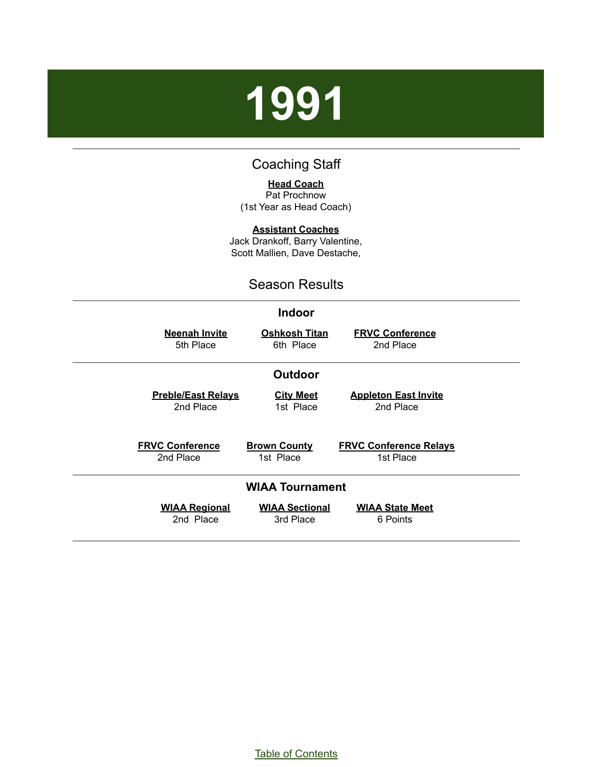# 1991

## Coaching Staff

**Head Coach**
Pat Prochnow
(1st Year as Head Coach)

**Assistant Coaches**
Jack Drankoff, Barry Valentine,
Scott Mallien, Dave Destache,

## Season Results

### Indoor

| Neenah Invite | Oshkosh Titan | FRVC Conference |
|---|---|---|
| 5th Place | 6th Place | 2nd Place |

### Outdoor

| Preble/East Relays | City Meet | Appleton East Invite |
|---|---|---|
| 2nd Place | 1st Place | 2nd Place |

| FRVC Conference | Brown County | FRVC Conference Relays |
|---|---|---|
| 2nd Place | 1st Place | 1st Place |

### WIAA Tournament

| WIAA Regional | WIAA Sectional | WIAA State Meet |
|---|---|---|
| 2nd Place | 3rd Place | 6 Points |

Table of Contents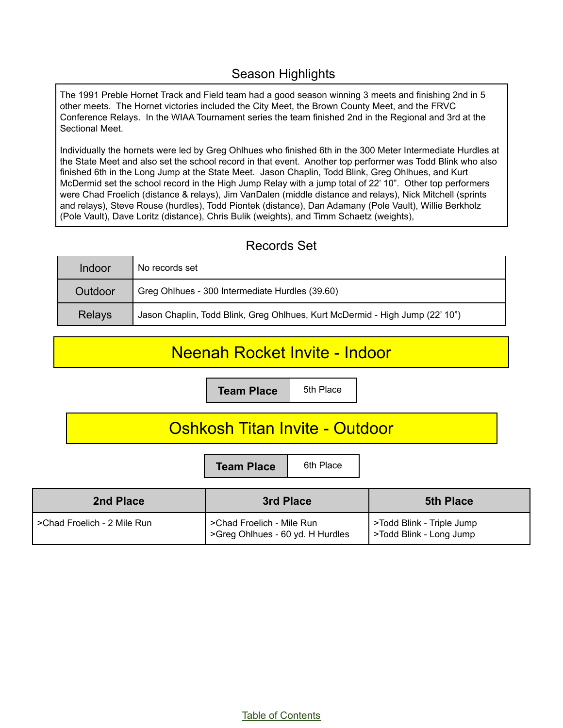## Season Highlights

The 1991 Preble Hornet Track and Field team had a good season winning 3 meets and finishing 2nd in 5 other meets. The Hornet victories included the City Meet, the Brown County Meet, and the FRVC Conference Relays. In the WIAA Tournament series the team finished 2nd in the Regional and 3rd at the Sectional Meet.

Individually the hornets were led by Greg Ohlhues who finished 6th in the 300 Meter Intermediate Hurdles at the State Meet and also set the school record in that event. Another top performer was Todd Blink who also finished 6th in the Long Jump at the State Meet. Jason Chaplin, Todd Blink, Greg Ohlhues, and Kurt McDermid set the school record in the High Jump Relay with a jump total of 22' 10". Other top performers were Chad Froelich (distance & relays), Jim VanDalen (middle distance and relays), Nick Mitchell (sprints and relays), Steve Rouse (hurdles), Todd Piontek (distance), Dan Adamany (Pole Vault), Willie Berkholz (Pole Vault), Dave Loritz (distance), Chris Bulik (weights), and Timm Schaetz (weights),

## Records Set

| | |
|---|---|
| Indoor | No records set |
| Outdoor | Greg Ohlhues - 300 Intermediate Hurdles (39.60) |
| Relays | Jason Chaplin, Todd Blink, Greg Ohlhues, Kurt McDermid - High Jump (22' 10") |

# Neenah Rocket Invite - Indoor

| Team Place | 5th Place |
|---|---|

# Oshkosh Titan Invite - Outdoor

| Team Place | 6th Place |
|---|---|

| 2nd Place | 3rd Place | 5th Place |
|---|---|---|
| >Chad Froelich - 2 Mile Run | >Chad Froelich - Mile Run<br>>Greg Ohlhues - 60 yd. H Hurdles | >Todd Blink - Triple Jump<br>>Todd Blink - Long Jump |

Table of Contents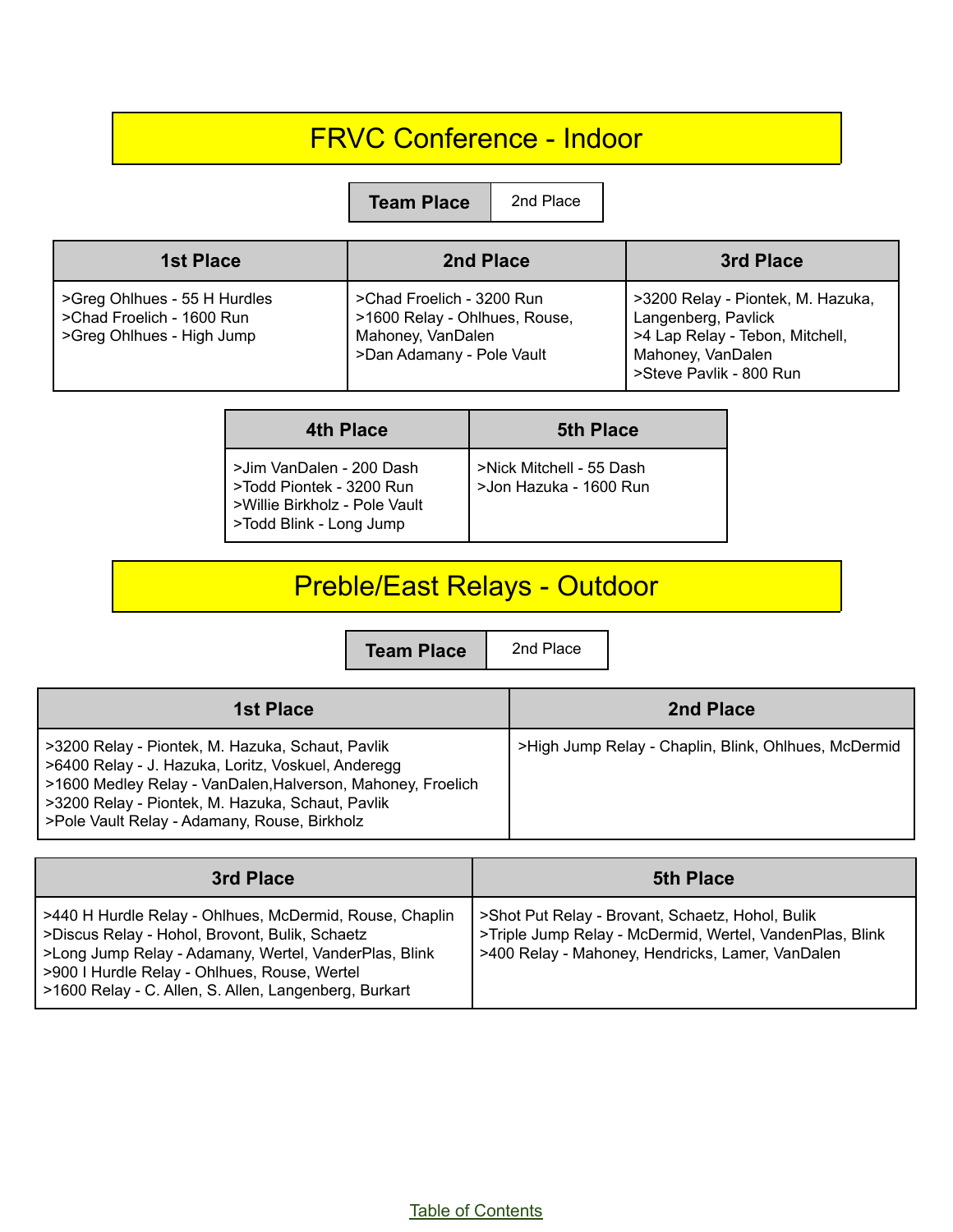## FRVC Conference - Indoor

| Team Place | 2nd Place |
| --- | --- |

| 1st Place | 2nd Place | 3rd Place |
| --- | --- | --- |
| >Greg Ohlhues - 55 H Hurdles<br>>Chad Froelich - 1600 Run<br>>Greg Ohlhues - High Jump | >Chad Froelich - 3200 Run<br>>1600 Relay - Ohlhues, Rouse, Mahoney, VanDalen<br>>Dan Adamany - Pole Vault | >3200 Relay - Piontek, M. Hazuka, Langenberg, Pavlick<br>>4 Lap Relay - Tebon, Mitchell, Mahoney, VanDalen<br>>Steve Pavlik - 800 Run |

| 4th Place | 5th Place |
| --- | --- |
| >Jim VanDalen - 200 Dash<br>>Todd Piontek - 3200 Run<br>>Willie Birkholz - Pole Vault<br>>Todd Blink - Long Jump | >Nick Mitchell - 55 Dash<br>>Jon Hazuka - 1600 Run |

## Preble/East Relays - Outdoor

| Team Place | 2nd Place |
| --- | --- |

| 1st Place | 2nd Place |
| --- | --- |
| >3200 Relay - Piontek, M. Hazuka, Schaut, Pavlik<br>>6400 Relay - J. Hazuka, Loritz, Voskuel, Anderegg<br>>1600 Medley Relay - VanDalen,Halverson, Mahoney, Froelich<br>>3200 Relay - Piontek, M. Hazuka, Schaut, Pavlik<br>>Pole Vault Relay - Adamany, Rouse, Birkholz | >High Jump Relay - Chaplin, Blink, Ohlhues, McDermid |

| 3rd Place | 5th Place |
| --- | --- |
| >440 H Hurdle Relay - Ohlhues, McDermid, Rouse, Chaplin<br>>Discus Relay - Hohol, Brovont, Bulik, Schaetz<br>>Long Jump Relay - Adamany, Wertel, VanderPlas, Blink<br>>900 I Hurdle Relay - Ohlhues, Rouse, Wertel<br>>1600 Relay - C. Allen, S. Allen, Langenberg, Burkart | >Shot Put Relay - Brovant, Schaetz, Hohol, Bulik<br>>Triple Jump Relay - McDermid, Wertel, VandenPlas, Blink<br>>400 Relay - Mahoney, Hendricks, Lamer, VanDalen |

Table of Contents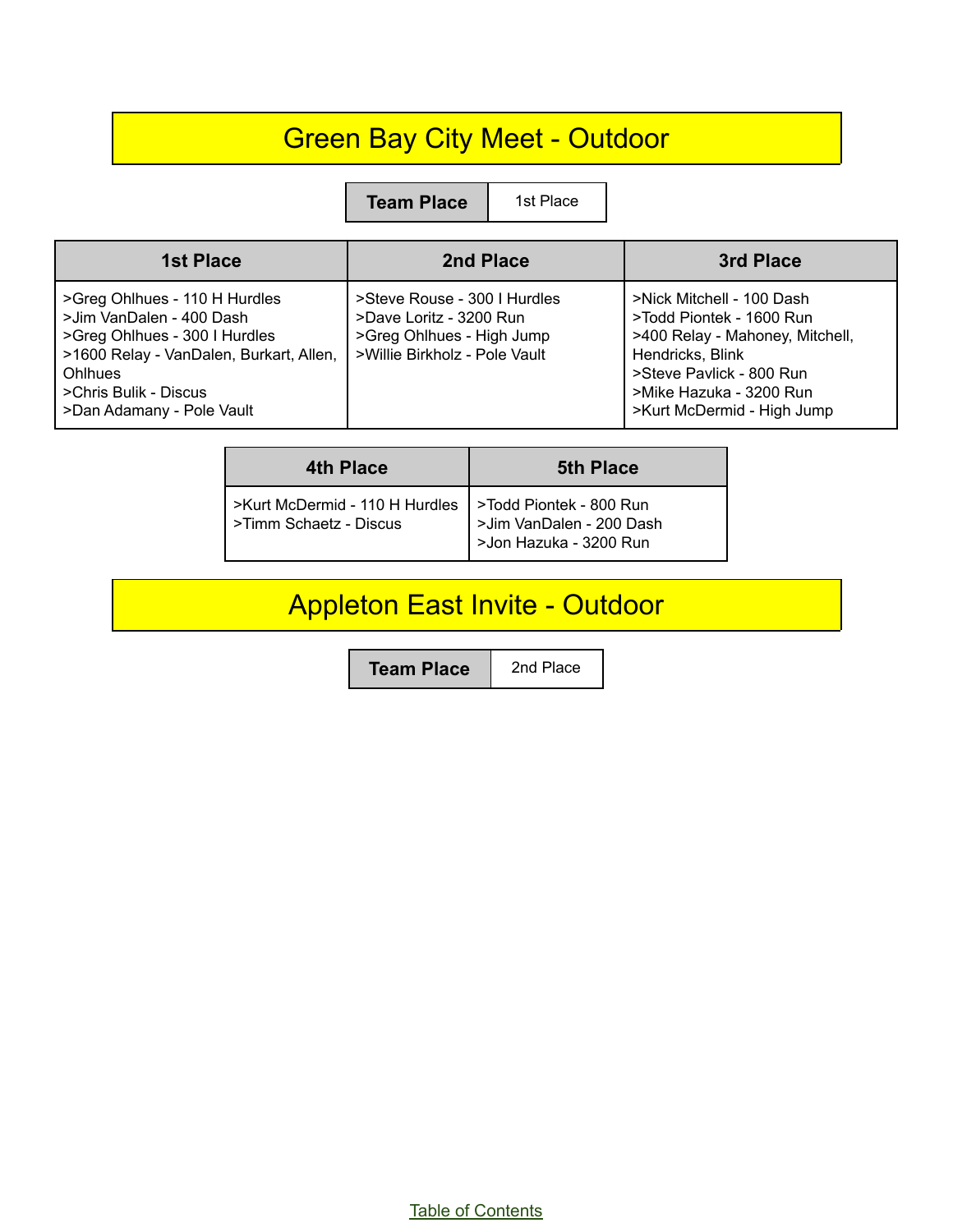# Green Bay City Meet - Outdoor

| Team Place | 1st Place |
| --- | --- |

| 1st Place | 2nd Place | 3rd Place |
| --- | --- | --- |
| >Greg Ohlhues - 110 H Hurdles<br>>Jim VanDalen - 400 Dash<br>>Greg Ohlhues - 300 I Hurdles<br>>1600 Relay - VanDalen, Burkart, Allen, Ohlhues<br>>Chris Bulik - Discus<br>>Dan Adamany - Pole Vault | >Steve Rouse - 300 I Hurdles<br>>Dave Loritz - 3200 Run<br>>Greg Ohlhues - High Jump<br>>Willie Birkholz - Pole Vault | >Nick Mitchell - 100 Dash<br>>Todd Piontek - 1600 Run<br>>400 Relay - Mahoney, Mitchell, Hendricks, Blink<br>>Steve Pavlick - 800 Run<br>>Mike Hazuka - 3200 Run<br>>Kurt McDermid - High Jump |

| 4th Place | 5th Place |
| --- | --- |
| >Kurt McDermid - 110 H Hurdles<br>>Timm Schaetz - Discus | >Todd Piontek - 800 Run<br>>Jim VanDalen - 200 Dash<br>>Jon Hazuka - 3200 Run |

# Appleton East Invite - Outdoor

| Team Place | 2nd Place |
| --- | --- |

Table of Contents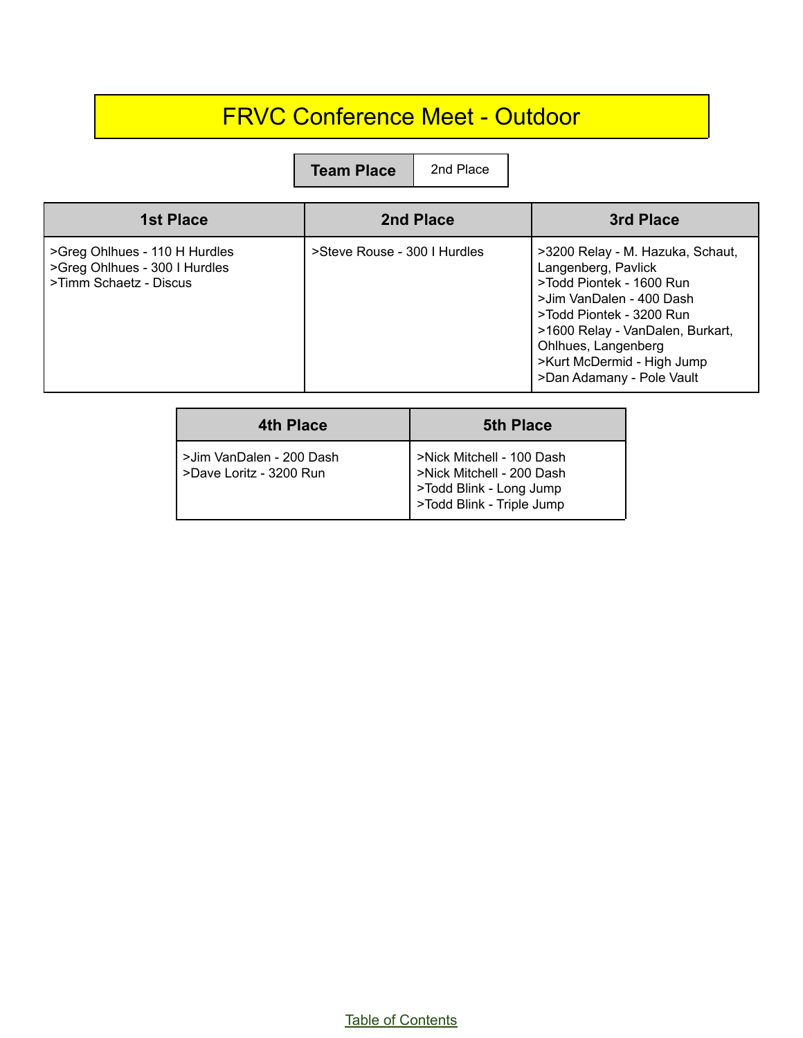# FRVC Conference Meet - Outdoor

| Team Place | 2nd Place |
|---|---|

| 1st Place | 2nd Place | 3rd Place |
|---|---|---|
| >Greg Ohlhues - 110 H Hurdles<br>>Greg Ohlhues - 300 I Hurdles<br>>Timm Schaetz - Discus | >Steve Rouse - 300 I Hurdles | >3200 Relay - M. Hazuka, Schaut, Langenberg, Pavlick<br>>Todd Piontek - 1600 Run<br>>Jim VanDalen - 400 Dash<br>>Todd Piontek - 3200 Run<br>>1600 Relay - VanDalen, Burkart, Ohlhues, Langenberg<br>>Kurt McDermid - High Jump<br>>Dan Adamany - Pole Vault |

| 4th Place | 5th Place |
|---|---|
| >Jim VanDalen - 200 Dash<br>>Dave Loritz - 3200 Run | >Nick Mitchell - 100 Dash<br>>Nick Mitchell - 200 Dash<br>>Todd Blink - Long Jump<br>>Todd Blink - Triple Jump |

Table of Contents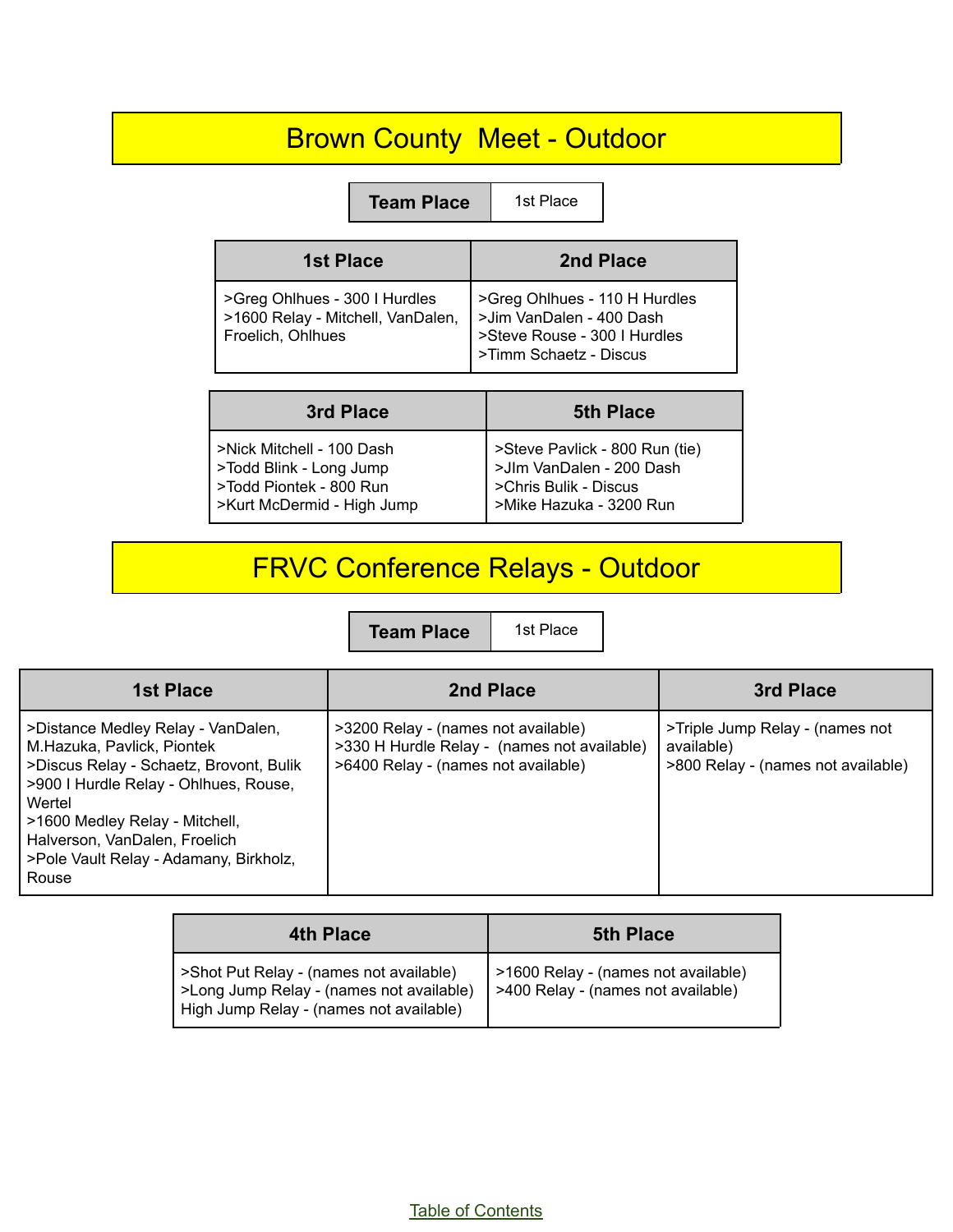# Brown County Meet - Outdoor

| Team Place | 1st Place |
|---|---|

| 1st Place | 2nd Place |
|---|---|
| >Greg Ohlhues - 300 I Hurdles<br>>1600 Relay - Mitchell, VanDalen, Froelich, Ohlhues | >Greg Ohlhues - 110 H Hurdles<br>>Jim VanDalen - 400 Dash<br>>Steve Rouse - 300 I Hurdles<br>>Timm Schaetz - Discus |

| 3rd Place | 5th Place |
|---|---|
| >Nick Mitchell - 100 Dash<br>>Todd Blink - Long Jump<br>>Todd Piontek - 800 Run<br>>Kurt McDermid - High Jump | >Steve Pavlick - 800 Run (tie)<br>>JIm VanDalen - 200 Dash<br>>Chris Bulik - Discus<br>>Mike Hazuka - 3200 Run |

# FRVC Conference Relays - Outdoor

| Team Place | 1st Place |
|---|---|

| 1st Place | 2nd Place | 3rd Place |
|---|---|---|
| >Distance Medley Relay - VanDalen, M.Hazuka, Pavlick, Piontek<br>>Discus Relay - Schaetz, Brovont, Bulik<br>>900 I Hurdle Relay - Ohlhues, Rouse, Wertel<br>>1600 Medley Relay - Mitchell, Halverson, VanDalen, Froelich<br>>Pole Vault Relay - Adamany, Birkholz, Rouse | >3200 Relay - (names not available)<br>>330 H Hurdle Relay - (names not available)<br>>6400 Relay - (names not available) | >Triple Jump Relay - (names not available)<br>>800 Relay - (names not available) |

| 4th Place | 5th Place |
|---|---|
| >Shot Put Relay - (names not available)<br>>Long Jump Relay - (names not available)<br>High Jump Relay - (names not available) | >1600 Relay - (names not available)<br>>400 Relay - (names not available) |

Table of Contents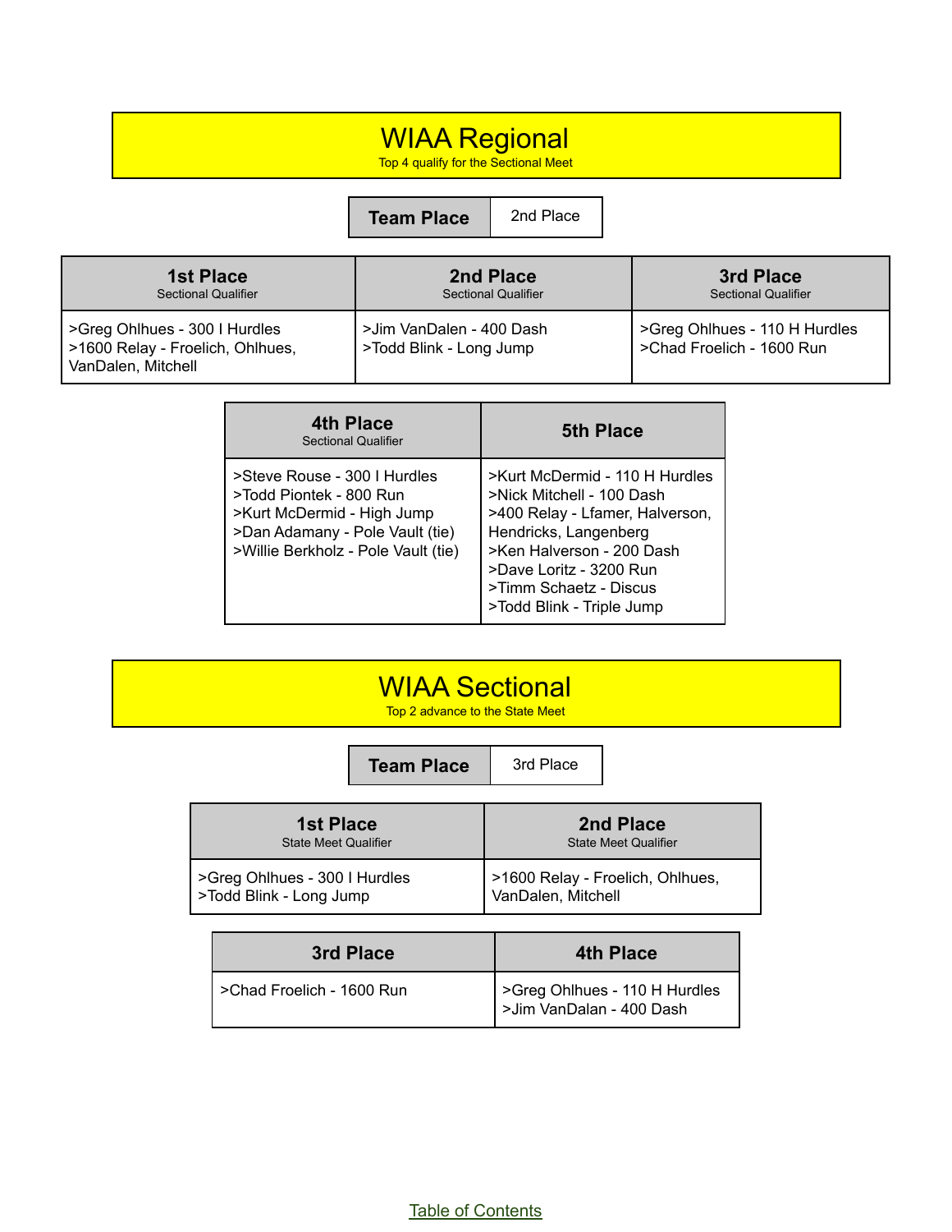# WIAA Regional

Top 4 qualify for the Sectional Meet

| Team Place | 2nd Place |
| --- | --- |

| 1st Place<br>Sectional Qualifier | 2nd Place<br>Sectional Qualifier | 3rd Place<br>Sectional Qualifier |
| --- | --- | --- |
| >Greg Ohlhues - 300 I Hurdles<br>>1600 Relay - Froelich, Ohlhues, VanDalen, Mitchell | >Jim VanDalen - 400 Dash<br>>Todd Blink - Long Jump | >Greg Ohlhues - 110 H Hurdles<br>>Chad Froelich - 1600 Run |

| 4th Place<br>Sectional Qualifier | 5th Place |
| --- | --- |
| >Steve Rouse - 300 I Hurdles<br>>Todd Piontek - 800 Run<br>>Kurt McDermid - High Jump<br>>Dan Adamany - Pole Vault (tie)<br>>Willie Berkholz - Pole Vault (tie) | >Kurt McDermid - 110 H Hurdles<br>>Nick Mitchell - 100 Dash<br>>400 Relay - Lfamer, Halverson, Hendricks, Langenberg<br>>Ken Halverson - 200 Dash<br>>Dave Loritz - 3200 Run<br>>Timm Schaetz - Discus<br>>Todd Blink - Triple Jump |

# WIAA Sectional

Top 2 advance to the State Meet

| Team Place | 3rd Place |
| --- | --- |

| 1st Place<br>State Meet Qualifier | 2nd Place<br>State Meet Qualifier |
| --- | --- |
| >Greg Ohlhues - 300 I Hurdles<br>>Todd Blink - Long Jump | >1600 Relay - Froelich, Ohlhues, VanDalen, Mitchell |

| 3rd Place | 4th Place |
| --- | --- |
| >Chad Froelich - 1600 Run | >Greg Ohlhues - 110 H Hurdles<br>>Jim VanDalan - 400 Dash |

Table of Contents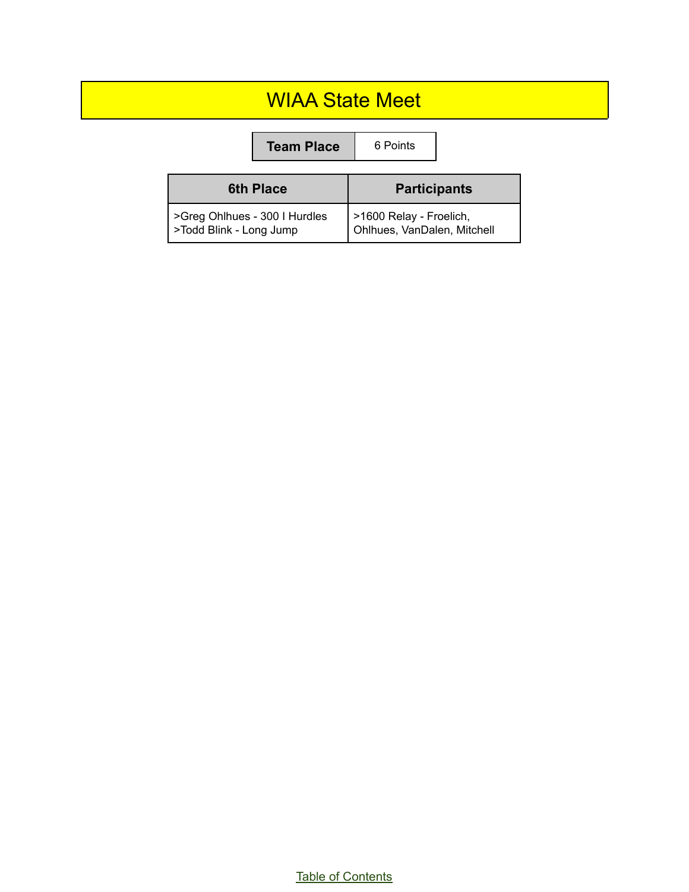# WIAA State Meet

| Team Place | 6 Points |
|---|---|

| 6th Place | Participants |
|---|---|
| >Greg Ohlhues - 300 I Hurdles<br>>Todd Blink - Long Jump | >1600 Relay - Froelich, Ohlhues, VanDalen, Mitchell |

Table of Contents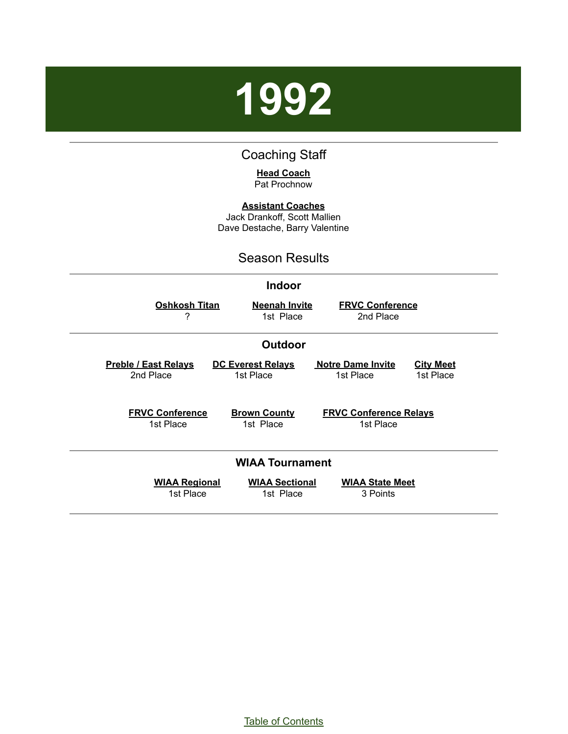# 1992

## Coaching Staff

**Head Coach**
Pat Prochnow

**Assistant Coaches**
Jack Drankoff, Scott Mallien
Dave Destache, Barry Valentine

## Season Results

### Indoor

| Oshkosh Titan | Neenah Invite | FRVC Conference |
|---|---|---|
| ? | 1st Place | 2nd Place |

### Outdoor

| Preble / East Relays | DC Everest Relays | Notre Dame Invite | City Meet |
|---|---|---|---|
| 2nd Place | 1st Place | 1st Place | 1st Place |

| FRVC Conference | Brown County | FRVC Conference Relays |
|---|---|---|
| 1st Place | 1st Place | 1st Place |

### WIAA Tournament

| WIAA Regional | WIAA Sectional | WIAA State Meet |
|---|---|---|
| 1st Place | 1st Place | 3 Points |

Table of Contents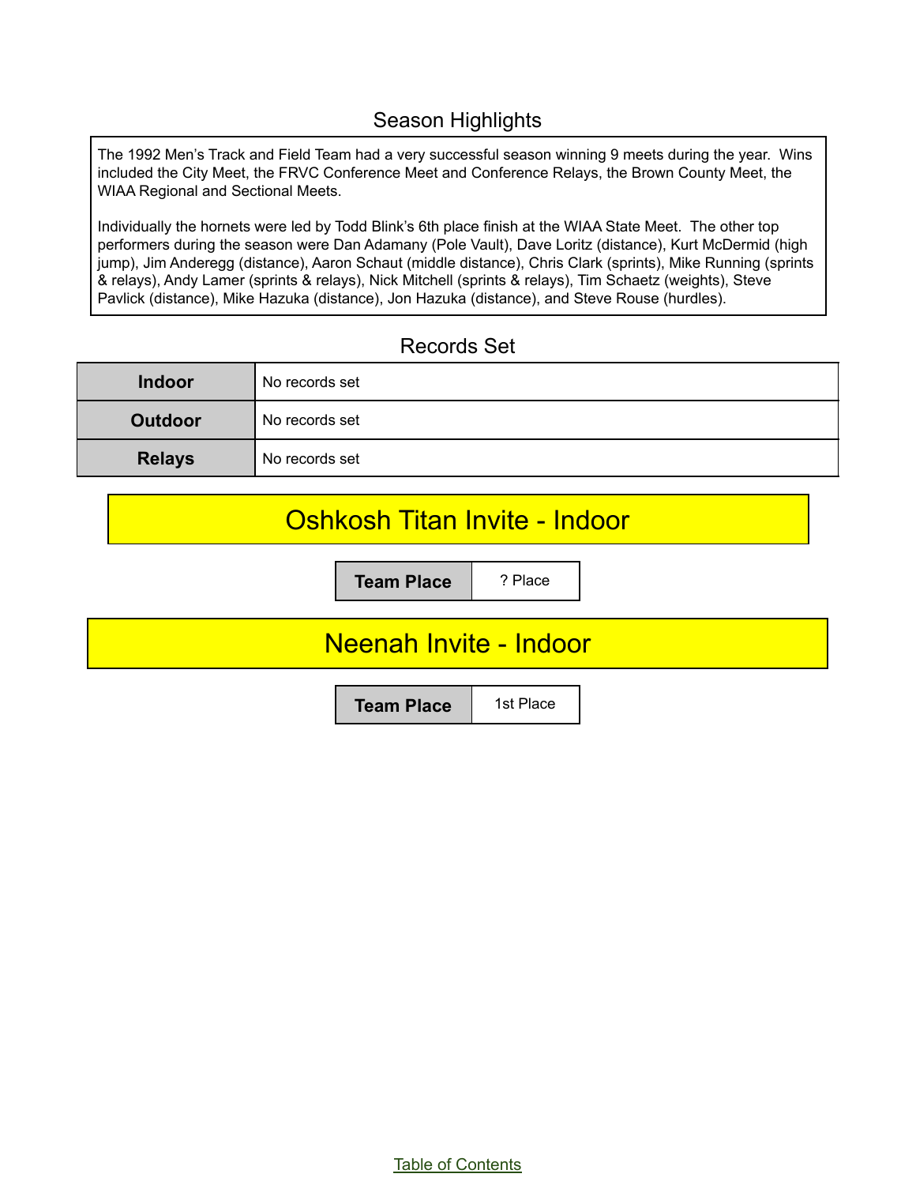## Season Highlights

The 1992 Men's Track and Field Team had a very successful season winning 9 meets during the year. Wins included the City Meet, the FRVC Conference Meet and Conference Relays, the Brown County Meet, the WIAA Regional and Sectional Meets.

Individually the hornets were led by Todd Blink's 6th place finish at the WIAA State Meet. The other top performers during the season were Dan Adamany (Pole Vault), Dave Loritz (distance), Kurt McDermid (high jump), Jim Anderegg (distance), Aaron Schaut (middle distance), Chris Clark (sprints), Mike Running (sprints & relays), Andy Lamer (sprints & relays), Nick Mitchell (sprints & relays), Tim Schaetz (weights), Steve Pavlick (distance), Mike Hazuka (distance), Jon Hazuka (distance), and Steve Rouse (hurdles).

## Records Set

| | |
|---|---|
| **Indoor** | No records set |
| **Outdoor** | No records set |
| **Relays** | No records set |

## Oshkosh Titan Invite - Indoor

| | |
|---|---|
| **Team Place** | ? Place |

## Neenah Invite - Indoor

| | |
|---|---|
| **Team Place** | 1st Place |

Table of Contents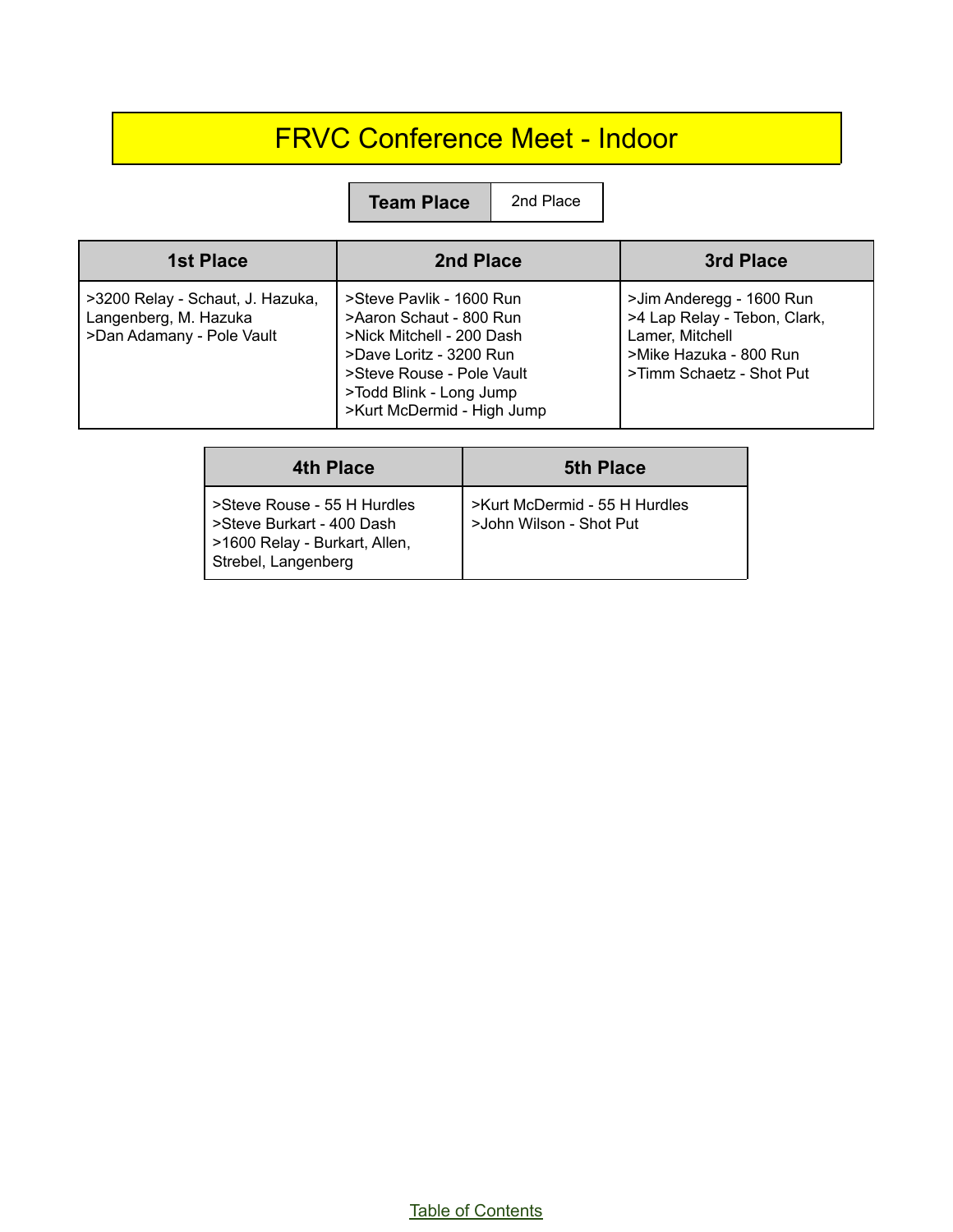# FRVC Conference Meet - Indoor

| Team Place | 2nd Place |
|---|---|

| 1st Place | 2nd Place | 3rd Place |
|---|---|---|
| >3200 Relay - Schaut, J. Hazuka, Langenberg, M. Hazuka<br>>Dan Adamany - Pole Vault | >Steve Pavlik - 1600 Run<br>>Aaron Schaut - 800 Run<br>>Nick Mitchell - 200 Dash<br>>Dave Loritz - 3200 Run<br>>Steve Rouse - Pole Vault<br>>Todd Blink - Long Jump<br>>Kurt McDermid - High Jump | >Jim Anderegg - 1600 Run<br>>4 Lap Relay - Tebon, Clark, Lamer, Mitchell<br>>Mike Hazuka - 800 Run<br>>Timm Schaetz - Shot Put |

| 4th Place | 5th Place |
|---|---|
| >Steve Rouse - 55 H Hurdles<br>>Steve Burkart - 400 Dash<br>>1600 Relay - Burkart, Allen, Strebel, Langenberg | >Kurt McDermid - 55 H Hurdles<br>>John Wilson - Shot Put |

Table of Contents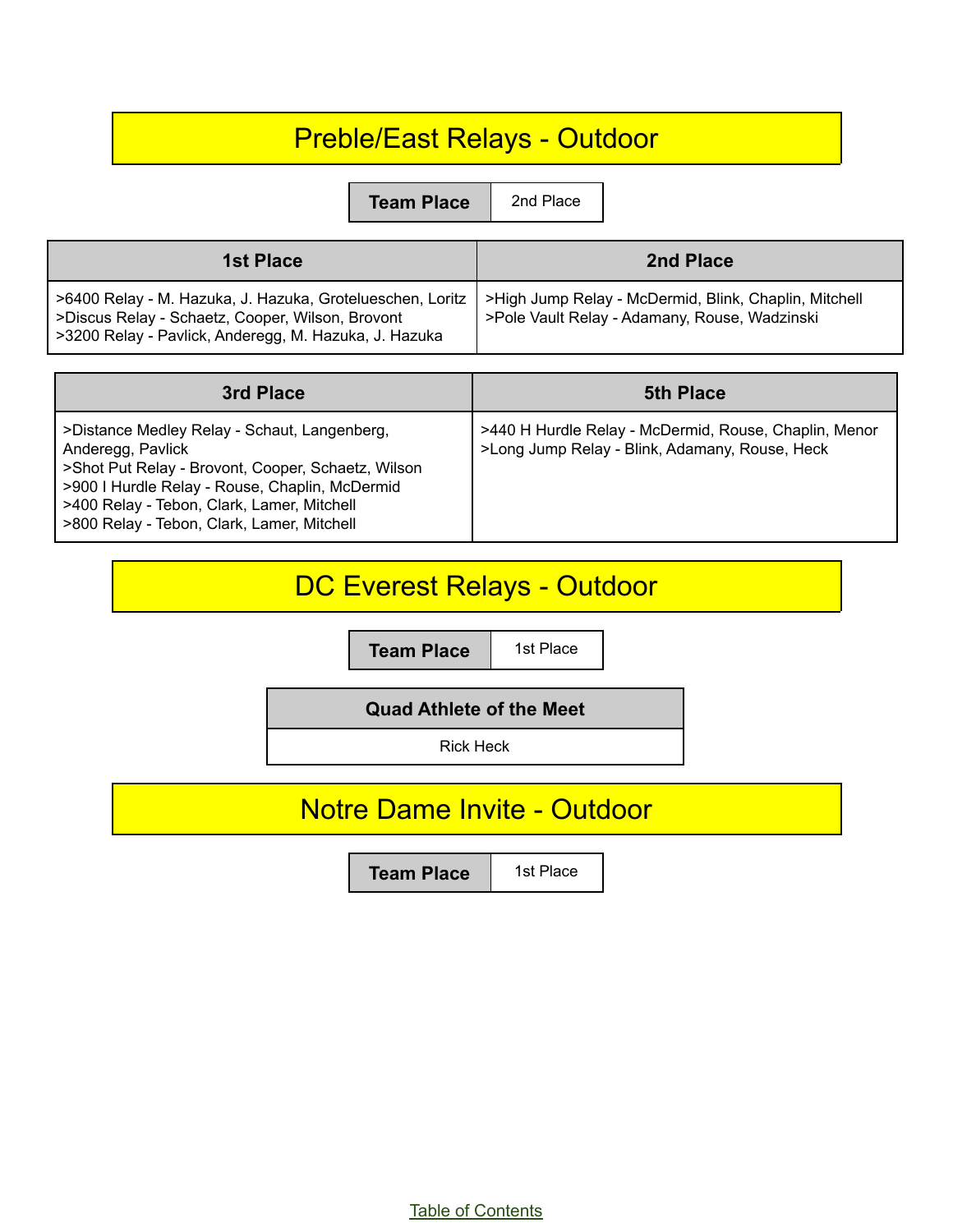# Preble/East Relays - Outdoor

| Team Place | 2nd Place |
|---|---|

| 1st Place | 2nd Place |
|---|---|
| >6400 Relay - M. Hazuka, J. Hazuka, Grotelueschen, Loritz<br>>Discus Relay - Schaetz, Cooper, Wilson, Brovont<br>>3200 Relay - Pavlick, Anderegg, M. Hazuka, J. Hazuka | >High Jump Relay - McDermid, Blink, Chaplin, Mitchell<br>>Pole Vault Relay - Adamany, Rouse, Wadzinski |

| 3rd Place | 5th Place |
|---|---|
| >Distance Medley Relay - Schaut, Langenberg, Anderegg, Pavlick<br>>Shot Put Relay - Brovont, Cooper, Schaetz, Wilson<br>>900 I Hurdle Relay - Rouse, Chaplin, McDermid<br>>400 Relay - Tebon, Clark, Lamer, Mitchell<br>>800 Relay - Tebon, Clark, Lamer, Mitchell | >440 H Hurdle Relay - McDermid, Rouse, Chaplin, Menor<br>>Long Jump Relay - Blink, Adamany, Rouse, Heck |

# DC Everest Relays - Outdoor

| Team Place | 1st Place |
|---|---|

| Quad Athlete of the Meet |
|---|
| Rick Heck |

# Notre Dame Invite - Outdoor

| Team Place | 1st Place |
|---|---|

Table of Contents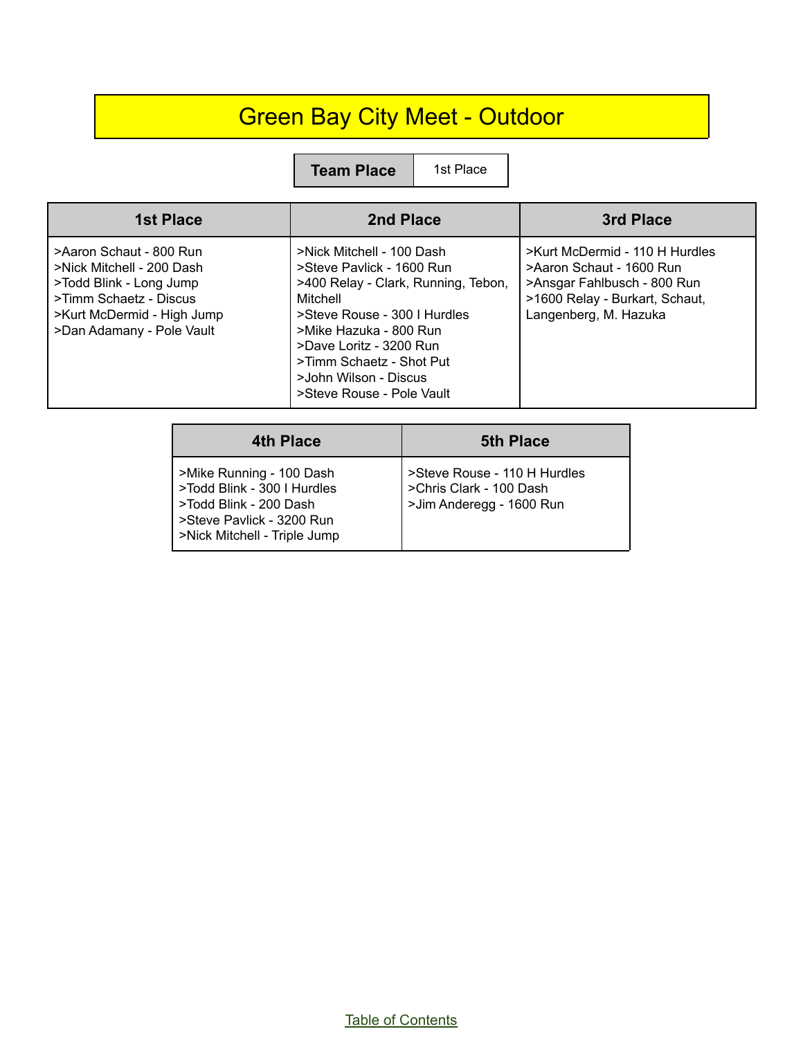# Green Bay City Meet - Outdoor

| Team Place | 1st Place |
|---|---|

| 1st Place | 2nd Place | 3rd Place |
|---|---|---|
| >Aaron Schaut - 800 Run<br>>Nick Mitchell - 200 Dash<br>>Todd Blink - Long Jump<br>>Timm Schaetz - Discus<br>>Kurt McDermid - High Jump<br>>Dan Adamany - Pole Vault | >Nick Mitchell - 100 Dash<br>>Steve Pavlick - 1600 Run<br>>400 Relay - Clark, Running, Tebon, Mitchell<br>>Steve Rouse - 300 I Hurdles<br>>Mike Hazuka - 800 Run<br>>Dave Loritz - 3200 Run<br>>Timm Schaetz - Shot Put<br>>John Wilson - Discus<br>>Steve Rouse - Pole Vault | >Kurt McDermid - 110 H Hurdles<br>>Aaron Schaut - 1600 Run<br>>Ansgar Fahlbusch - 800 Run<br>>1600 Relay - Burkart, Schaut, Langenberg, M. Hazuka |

| 4th Place | 5th Place |
|---|---|
| >Mike Running - 100 Dash<br>>Todd Blink - 300 I Hurdles<br>>Todd Blink - 200 Dash<br>>Steve Pavlick - 3200 Run<br>>Nick Mitchell - Triple Jump | >Steve Rouse - 110 H Hurdles<br>>Chris Clark - 100 Dash<br>>Jim Anderegg - 1600 Run |

Table of Contents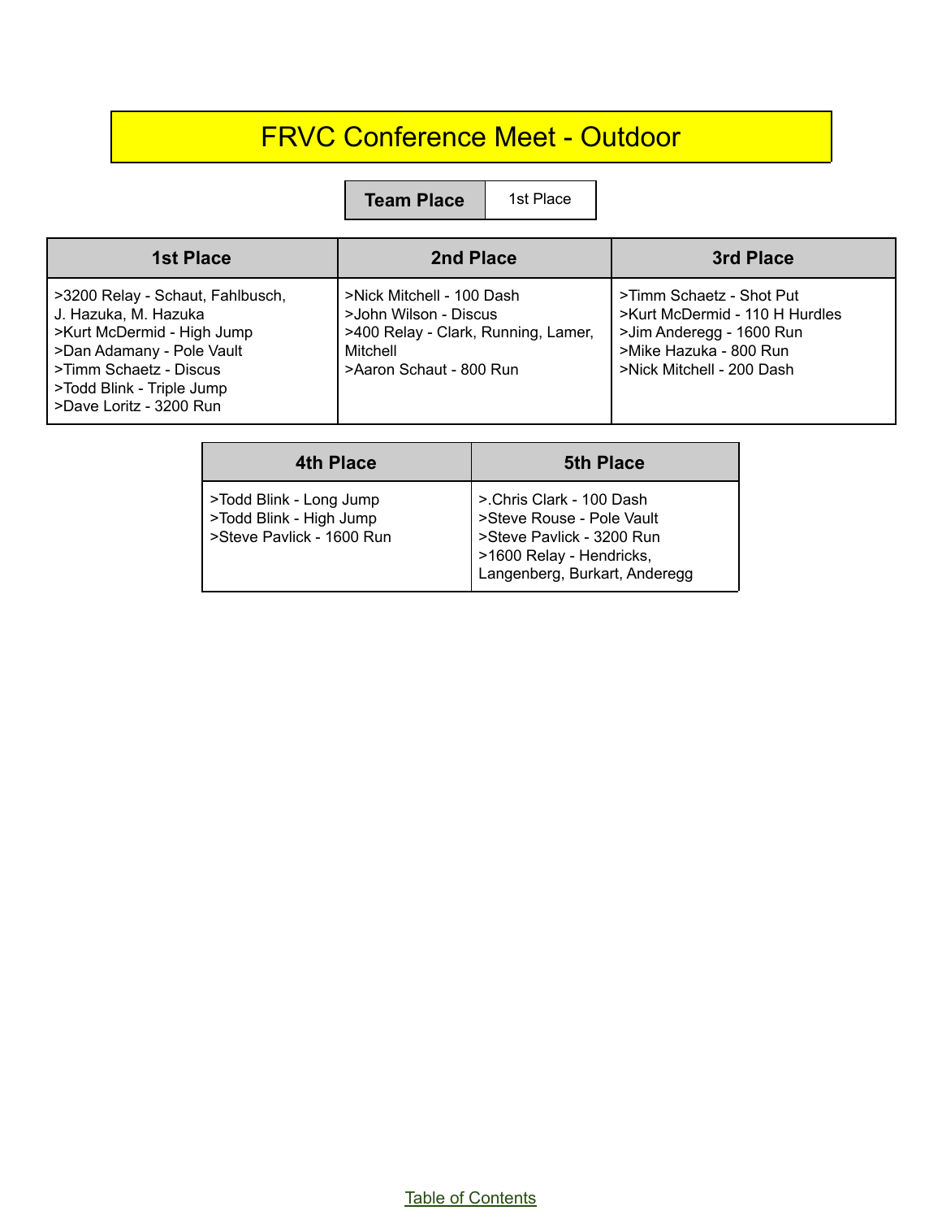# FRVC Conference Meet - Outdoor

| Team Place | 1st Place |
|---|---|

| 1st Place | 2nd Place | 3rd Place |
|---|---|---|
| >3200 Relay - Schaut, Fahlbusch, J. Hazuka, M. Hazuka<br>>Kurt McDermid - High Jump<br>>Dan Adamany - Pole Vault<br>>Timm Schaetz - Discus<br>>Todd Blink - Triple Jump<br>>Dave Loritz - 3200 Run | >Nick Mitchell - 100 Dash<br>>John Wilson - Discus<br>>400 Relay - Clark, Running, Lamer, Mitchell<br>>Aaron Schaut - 800 Run | >Timm Schaetz - Shot Put<br>>Kurt McDermid - 110 H Hurdles<br>>Jim Anderegg - 1600 Run<br>>Mike Hazuka - 800 Run<br>>Nick Mitchell - 200 Dash |

| 4th Place | 5th Place |
|---|---|
| >Todd Blink - Long Jump<br>>Todd Blink - High Jump<br>>Steve Pavlick - 1600 Run | >.Chris Clark - 100 Dash<br>>Steve Rouse - Pole Vault<br>>Steve Pavlick - 3200 Run<br>>1600 Relay - Hendricks, Langenberg, Burkart, Anderegg |

Table of Contents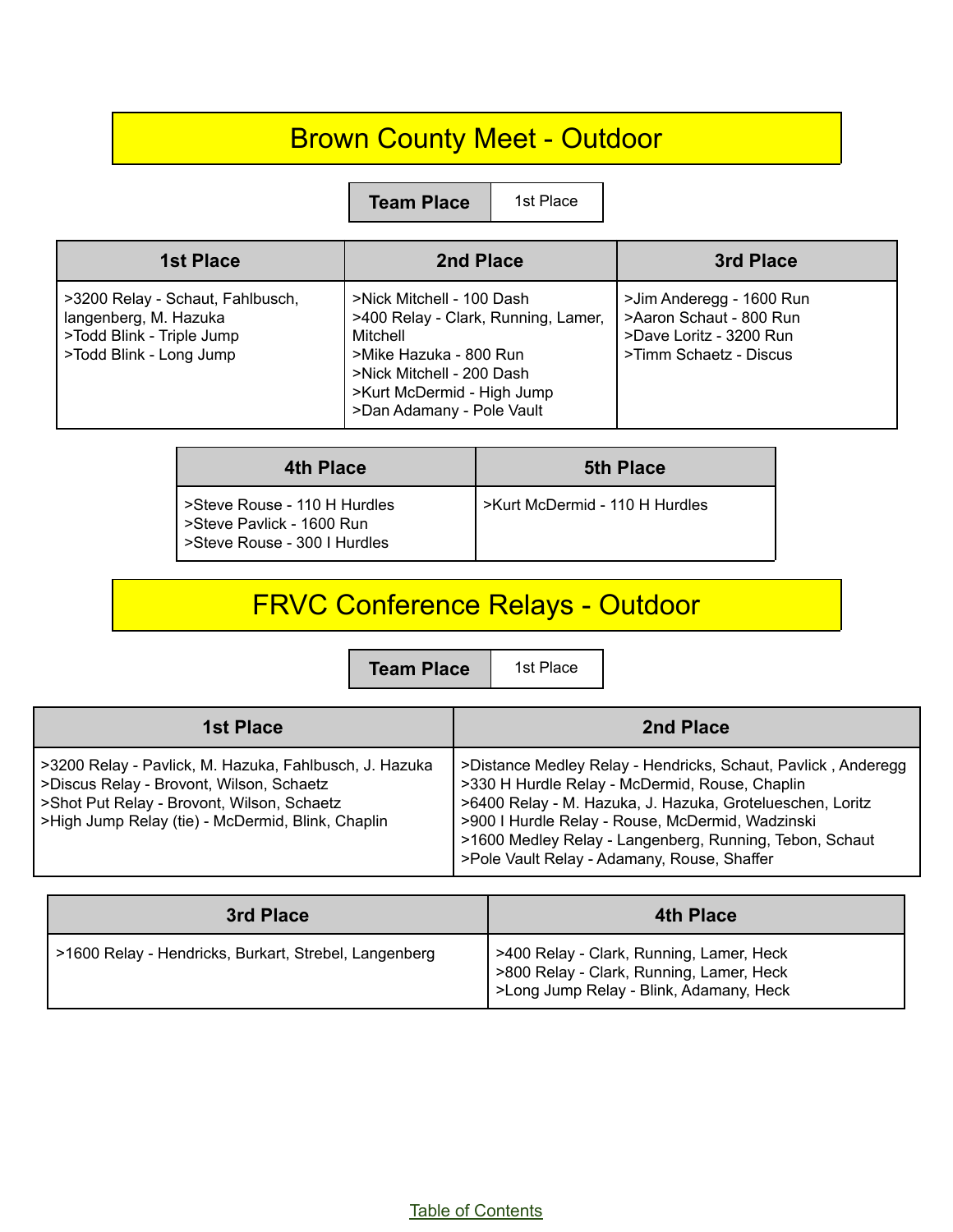# Brown County Meet - Outdoor

| Team Place | 1st Place |
| --- | --- |

| 1st Place | 2nd Place | 3rd Place |
| --- | --- | --- |
| >3200 Relay - Schaut, Fahlbusch, langenberg, M. Hazuka<br>>Todd Blink - Triple Jump<br>>Todd Blink - Long Jump | >Nick Mitchell - 100 Dash<br>>400 Relay - Clark, Running, Lamer, Mitchell<br>>Mike Hazuka - 800 Run<br>>Nick Mitchell - 200 Dash<br>>Kurt McDermid - High Jump<br>>Dan Adamany - Pole Vault | >Jim Anderegg - 1600 Run<br>>Aaron Schaut - 800 Run<br>>Dave Loritz - 3200 Run<br>>Timm Schaetz - Discus |

| 4th Place | 5th Place |
| --- | --- |
| >Steve Rouse - 110 H Hurdles<br>>Steve Pavlick - 1600 Run<br>>Steve Rouse - 300 I Hurdles | >Kurt McDermid - 110 H Hurdles |

# FRVC Conference Relays - Outdoor

| Team Place | 1st Place |
| --- | --- |

| 1st Place | 2nd Place |
| --- | --- |
| >3200 Relay - Pavlick, M. Hazuka, Fahlbusch, J. Hazuka<br>>Discus Relay - Brovont, Wilson, Schaetz<br>>Shot Put Relay - Brovont, Wilson, Schaetz<br>>High Jump Relay (tie) - McDermid, Blink, Chaplin | >Distance Medley Relay - Hendricks, Schaut, Pavlick , Anderegg<br>>330 H Hurdle Relay - McDermid, Rouse, Chaplin<br>>6400 Relay - M. Hazuka, J. Hazuka, Grotelueschen, Loritz<br>>900 I Hurdle Relay - Rouse, McDermid, Wadzinski<br>>1600 Medley Relay - Langenberg, Running, Tebon, Schaut<br>>Pole Vault Relay - Adamany, Rouse, Shaffer |

| 3rd Place | 4th Place |
| --- | --- |
| >1600 Relay - Hendricks, Burkart, Strebel, Langenberg | >400 Relay - Clark, Running, Lamer, Heck<br>>800 Relay - Clark, Running, Lamer, Heck<br>>Long Jump Relay - Blink, Adamany, Heck |

Table of Contents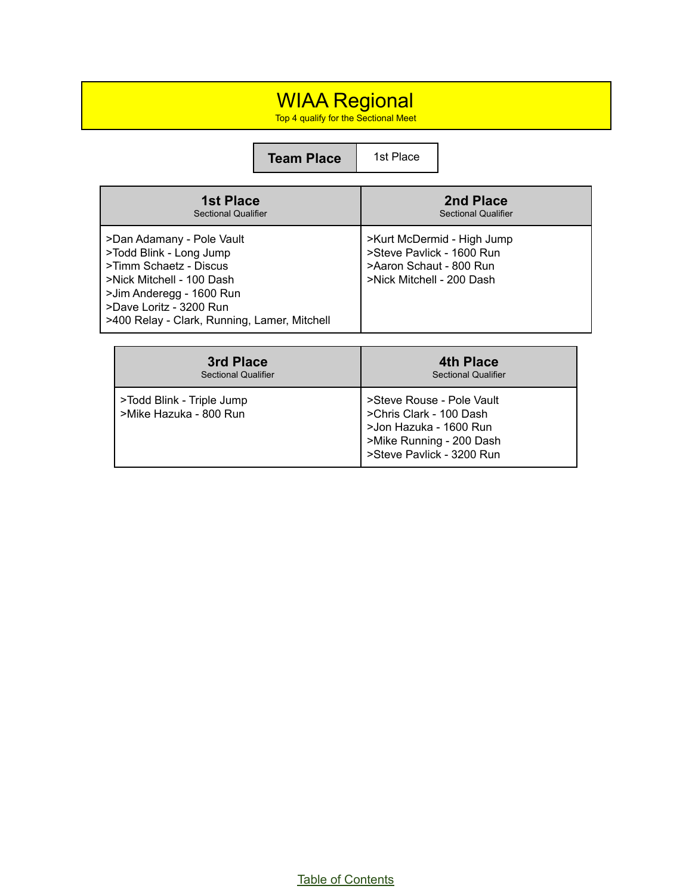# WIAA Regional

Top 4 qualify for the Sectional Meet

| Team Place | 1st Place |
|---|---|

| 1st Place<br>Sectional Qualifier | 2nd Place<br>Sectional Qualifier |
|---|---|
| >Dan Adamany - Pole Vault<br>>Todd Blink - Long Jump<br>>Timm Schaetz - Discus<br>>Nick Mitchell - 100 Dash<br>>Jim Anderegg - 1600 Run<br>>Dave Loritz - 3200 Run<br>>400 Relay - Clark, Running, Lamer, Mitchell | >Kurt McDermid - High Jump<br>>Steve Pavlick - 1600 Run<br>>Aaron Schaut - 800 Run<br>>Nick Mitchell - 200 Dash |

| 3rd Place<br>Sectional Qualifier | 4th Place<br>Sectional Qualifier |
|---|---|
| >Todd Blink - Triple Jump<br>>Mike Hazuka - 800 Run | >Steve Rouse - Pole Vault<br>>Chris Clark - 100 Dash<br>>Jon Hazuka - 1600 Run<br>>Mike Running - 200 Dash<br>>Steve Pavlick - 3200 Run |

Table of Contents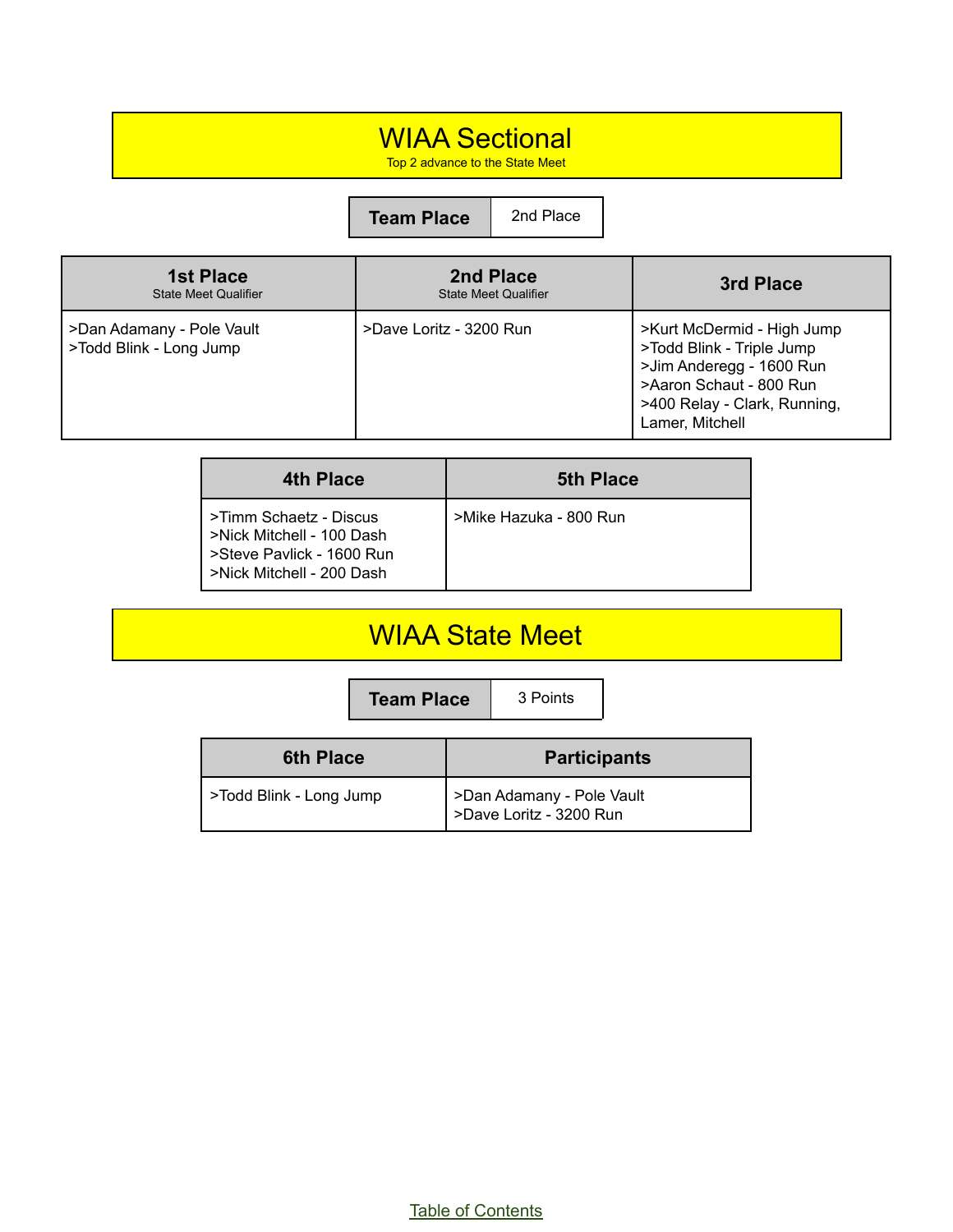# WIAA Sectional

Top 2 advance to the State Meet

| Team Place | 2nd Place |
|---|---|

| 1st Place<br>State Meet Qualifier | 2nd Place<br>State Meet Qualifier | 3rd Place |
|---|---|---|
| >Dan Adamany - Pole Vault<br>>Todd Blink - Long Jump | >Dave Loritz - 3200 Run | >Kurt McDermid - High Jump<br>>Todd Blink - Triple Jump<br>>Jim Anderegg - 1600 Run<br>>Aaron Schaut - 800 Run<br>>400 Relay - Clark, Running, Lamer, Mitchell |

| 4th Place | 5th Place |
|---|---|
| >Timm Schaetz - Discus<br>>Nick Mitchell - 100 Dash<br>>Steve Pavlick - 1600 Run<br>>Nick Mitchell - 200 Dash | >Mike Hazuka - 800 Run |

# WIAA State Meet

| Team Place | 3 Points |
|---|---|

| 6th Place | Participants |
|---|---|
| >Todd Blink - Long Jump | >Dan Adamany - Pole Vault<br>>Dave Loritz - 3200 Run |

Table of Contents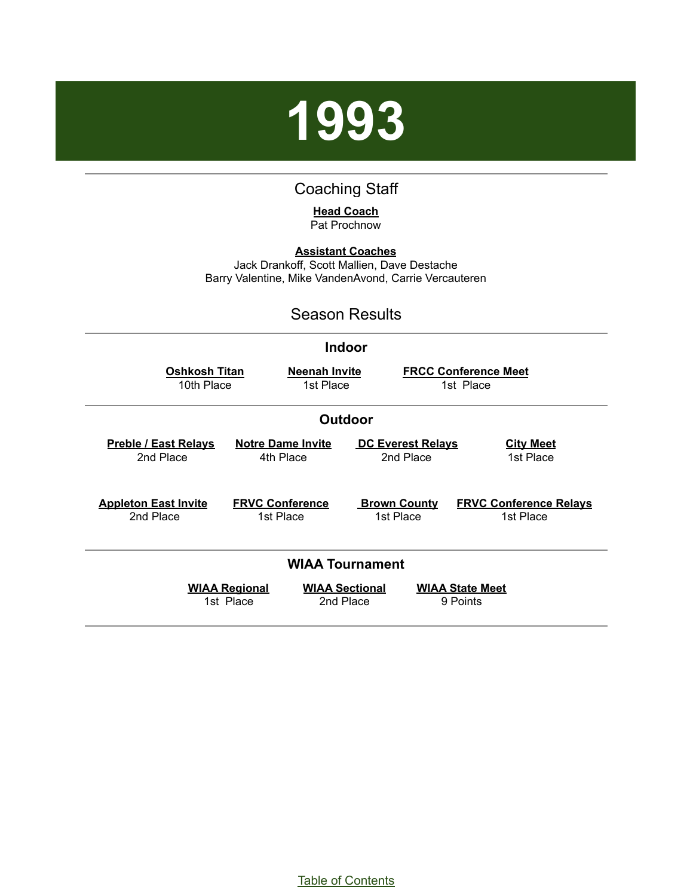# 1993

## Coaching Staff

**Head Coach**
Pat Prochnow

**Assistant Coaches**
Jack Drankoff, Scott Mallien, Dave Destache
Barry Valentine, Mike VandenAvond, Carrie Vercauteren

## Season Results

### Indoor

| Oshkosh Titan | Neenah Invite | FRCC Conference Meet |
| --- | --- | --- |
| 10th Place | 1st Place | 1st Place |

### Outdoor

| Preble / East Relays | Notre Dame Invite | DC Everest Relays | City Meet |
| --- | --- | --- | --- |
| 2nd Place | 4th Place | 2nd Place | 1st Place |

| Appleton East Invite | FRVC Conference | Brown County | FRVC Conference Relays |
| --- | --- | --- | --- |
| 2nd Place | 1st Place | 1st Place | 1st Place |

### WIAA Tournament

| WIAA Regional | WIAA Sectional | WIAA State Meet |
| --- | --- | --- |
| 1st Place | 2nd Place | 9 Points |

Table of Contents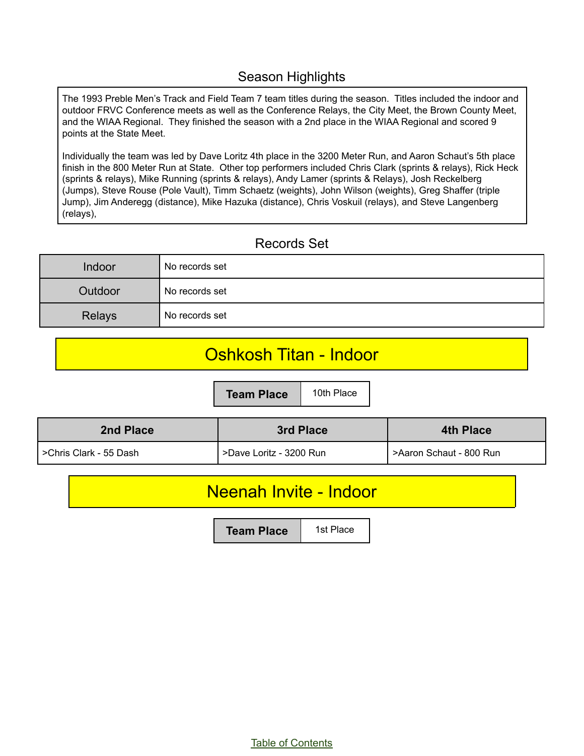## Season Highlights

The 1993 Preble Men's Track and Field Team 7 team titles during the season. Titles included the indoor and outdoor FRVC Conference meets as well as the Conference Relays, the City Meet, the Brown County Meet, and the WIAA Regional. They finished the season with a 2nd place in the WIAA Regional and scored 9 points at the State Meet.

Individually the team was led by Dave Loritz 4th place in the 3200 Meter Run, and Aaron Schaut's 5th place finish in the 800 Meter Run at State. Other top performers included Chris Clark (sprints & relays), Rick Heck (sprints & relays), Mike Running (sprints & relays), Andy Lamer (sprints & Relays), Josh Reckelberg (Jumps), Steve Rouse (Pole Vault), Timm Schaetz (weights), John Wilson (weights), Greg Shaffer (triple Jump), Jim Anderegg (distance), Mike Hazuka (distance), Chris Voskuil (relays), and Steve Langenberg (relays),

## Records Set

| | |
|---|---|
| Indoor | No records set |
| Outdoor | No records set |
| Relays | No records set |

## Oshkosh Titan - Indoor

| Team Place | 10th Place |
|---|---|

| 2nd Place | 3rd Place | 4th Place |
|---|---|---|
| >Chris Clark - 55 Dash | >Dave Loritz - 3200 Run | >Aaron Schaut - 800 Run |

## Neenah Invite - Indoor

| Team Place | 1st Place |
|---|---|

Table of Contents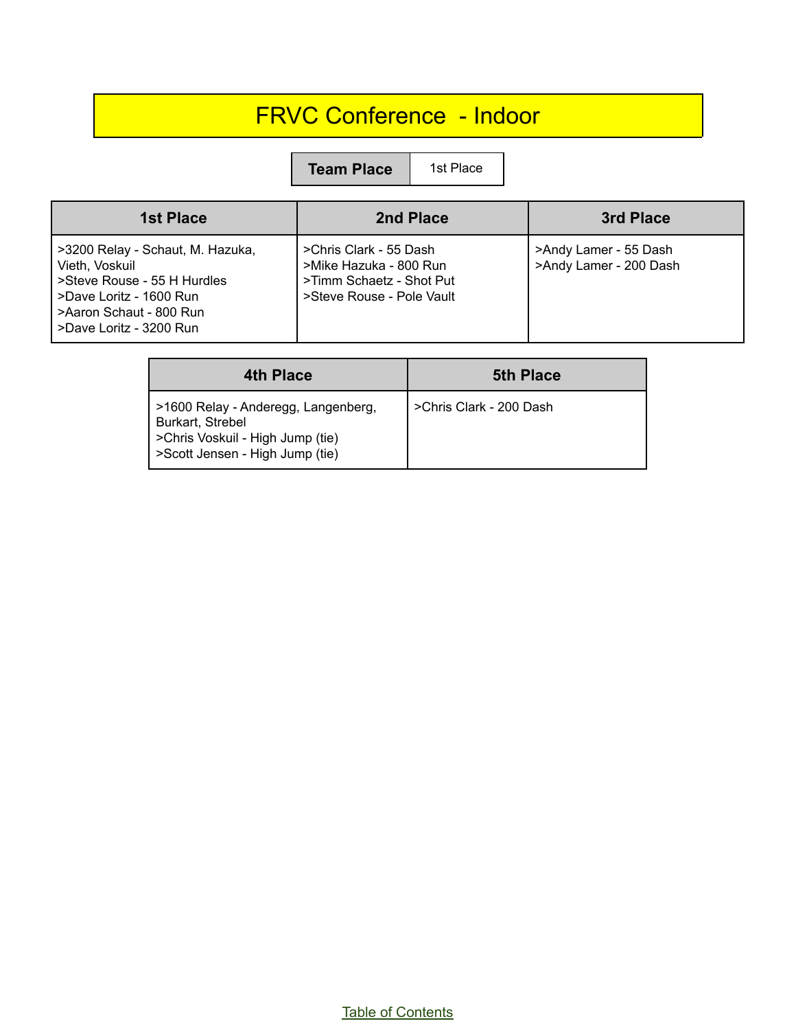# FRVC Conference - Indoor

| Team Place | 1st Place |
|---|---|

| 1st Place | 2nd Place | 3rd Place |
|---|---|---|
| >3200 Relay - Schaut, M. Hazuka, Vieth, Voskuil<br>>Steve Rouse - 55 H Hurdles<br>>Dave Loritz - 1600 Run<br>>Aaron Schaut - 800 Run<br>>Dave Loritz - 3200 Run | >Chris Clark - 55 Dash<br>>Mike Hazuka - 800 Run<br>>Timm Schaetz - Shot Put<br>>Steve Rouse - Pole Vault | >Andy Lamer - 55 Dash<br>>Andy Lamer - 200 Dash |

| 4th Place | 5th Place |
|---|---|
| >1600 Relay - Anderegg, Langenberg, Burkart, Strebel<br>>Chris Voskuil - High Jump (tie)<br>>Scott Jensen - High Jump (tie) | >Chris Clark - 200 Dash |

Table of Contents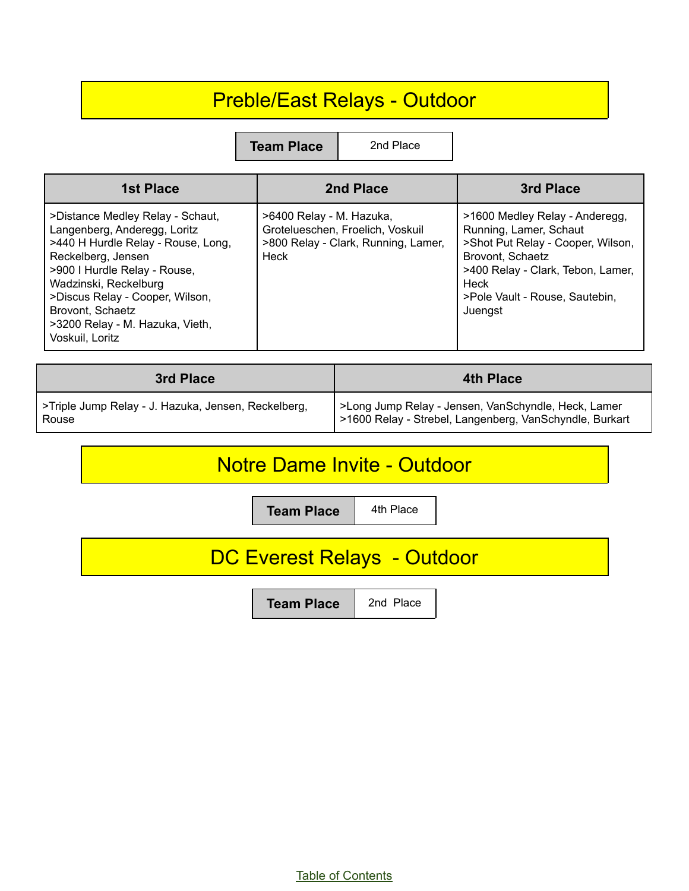# Preble/East Relays - Outdoor

| Team Place | 2nd Place |
|---|---|

| 1st Place | 2nd Place | 3rd Place |
|---|---|---|
| >Distance Medley Relay - Schaut, Langenberg, Anderegg, Loritz<br>>440 H Hurdle Relay - Rouse, Long, Reckelberg, Jensen<br>>900 I Hurdle Relay - Rouse, Wadzinski, Reckelburg<br>>Discus Relay - Cooper, Wilson, Brovont, Schaetz<br>>3200 Relay - M. Hazuka, Vieth, Voskuil, Loritz | >6400 Relay - M. Hazuka, Grotelueschen, Froelich, Voskuil<br>>800 Relay - Clark, Running, Lamer, Heck | >1600 Medley Relay - Anderegg, Running, Lamer, Schaut<br>>Shot Put Relay - Cooper, Wilson, Brovont, Schaetz<br>>400 Relay - Clark, Tebon, Lamer, Heck<br>>Pole Vault - Rouse, Sautebin, Juengst |

| 3rd Place | 4th Place |
|---|---|
| >Triple Jump Relay - J. Hazuka, Jensen, Reckelberg, Rouse | >Long Jump Relay - Jensen, VanSchyndle, Heck, Lamer<br>>1600 Relay - Strebel, Langenberg, VanSchyndle, Burkart |

# Notre Dame Invite - Outdoor

| Team Place | 4th Place |
|---|---|

# DC Everest Relays - Outdoor

| Team Place | 2nd Place |
|---|---|

Table of Contents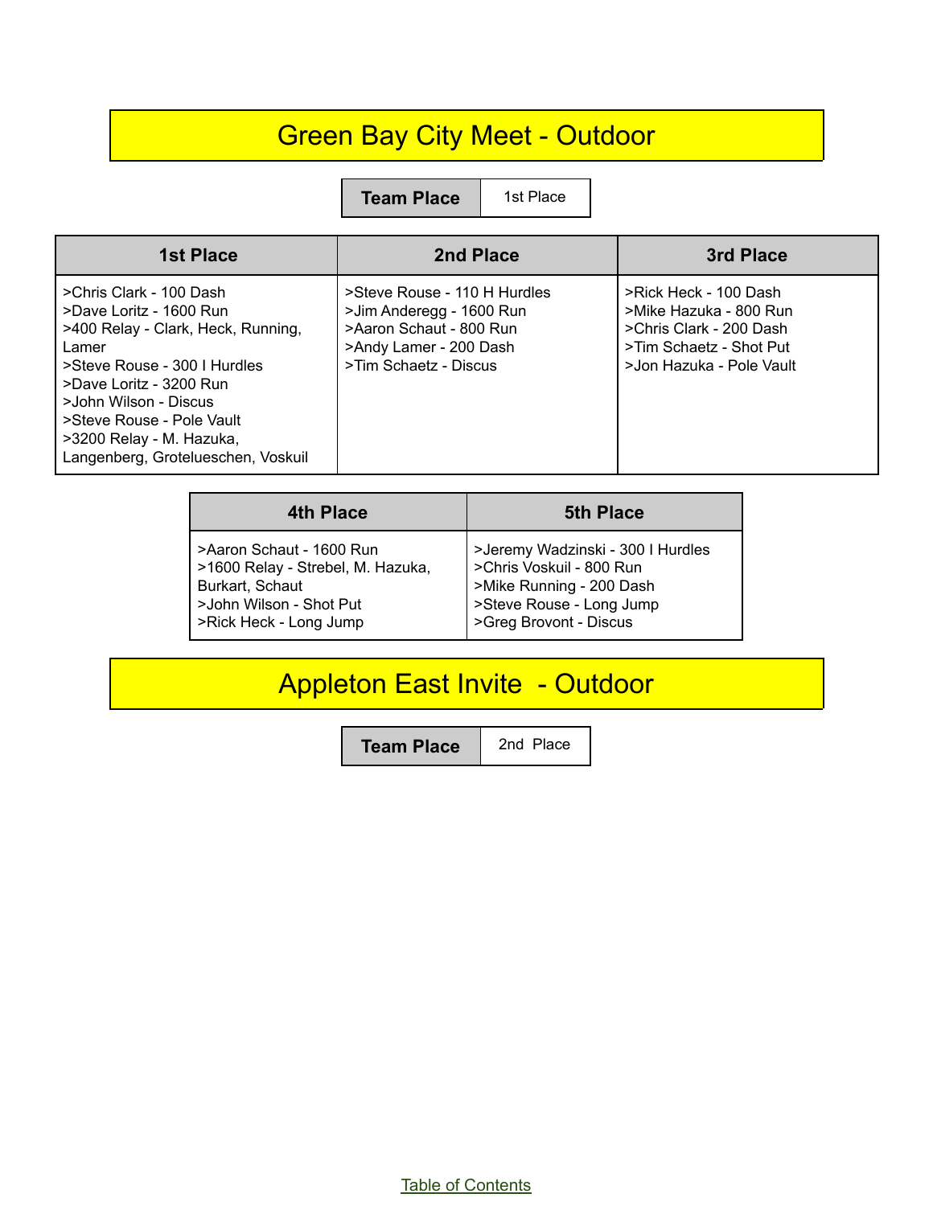# Green Bay City Meet - Outdoor

| Team Place | 1st Place |
|---|---|

| 1st Place | 2nd Place | 3rd Place |
|---|---|---|
| >Chris Clark - 100 Dash<br>>Dave Loritz - 1600 Run<br>>400 Relay - Clark, Heck, Running, Lamer<br>>Steve Rouse - 300 I Hurdles<br>>Dave Loritz - 3200 Run<br>>John Wilson - Discus<br>>Steve Rouse - Pole Vault<br>>3200 Relay - M. Hazuka, Langenberg, Grotelueschen, Voskuil | >Steve Rouse - 110 H Hurdles<br>>Jim Anderegg - 1600 Run<br>>Aaron Schaut - 800 Run<br>>Andy Lamer - 200 Dash<br>>Tim Schaetz - Discus | >Rick Heck - 100 Dash<br>>Mike Hazuka - 800 Run<br>>Chris Clark - 200 Dash<br>>Tim Schaetz - Shot Put<br>>Jon Hazuka - Pole Vault |

| 4th Place | 5th Place |
|---|---|
| >Aaron Schaut - 1600 Run<br>>1600 Relay - Strebel, M. Hazuka, Burkart, Schaut<br>>John Wilson - Shot Put<br>>Rick Heck - Long Jump | >Jeremy Wadzinski - 300 I Hurdles<br>>Chris Voskuil - 800 Run<br>>Mike Running - 200 Dash<br>>Steve Rouse - Long Jump<br>>Greg Brovont - Discus |

# Appleton East Invite - Outdoor

| Team Place | 2nd Place |
|---|---|

Table of Contents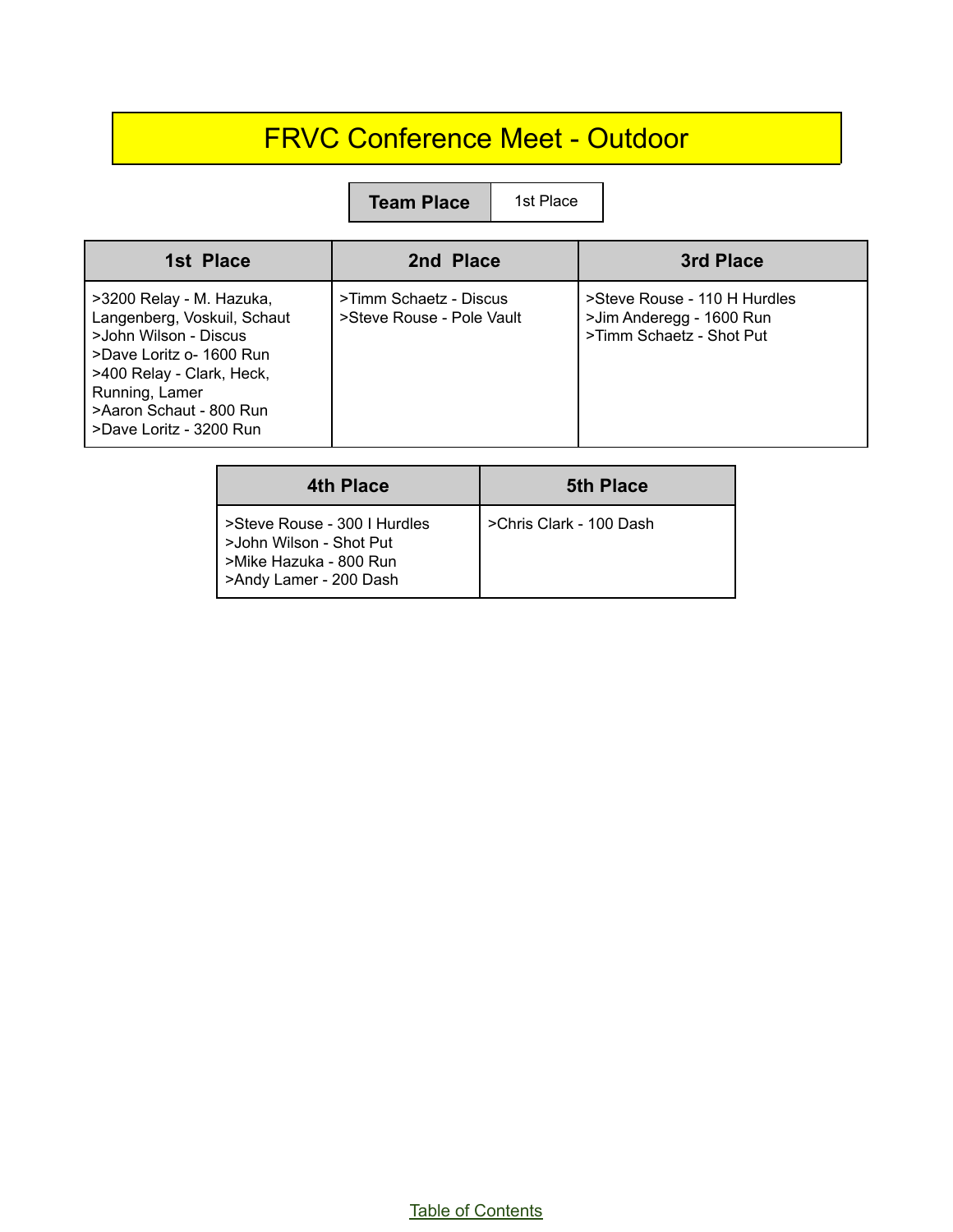# FRVC Conference Meet - Outdoor

| Team Place | 1st Place |
|---|---|

| 1st Place | 2nd Place | 3rd Place |
|---|---|---|
| >3200 Relay - M. Hazuka, Langenberg, Voskuil, Schaut<br>>John Wilson - Discus<br>>Dave Loritz o- 1600 Run<br>>400 Relay - Clark, Heck, Running, Lamer<br>>Aaron Schaut - 800 Run<br>>Dave Loritz - 3200 Run | >Timm Schaetz - Discus<br>>Steve Rouse - Pole Vault | >Steve Rouse - 110 H Hurdles<br>>Jim Anderegg - 1600 Run<br>>Timm Schaetz - Shot Put |

| 4th Place | 5th Place |
|---|---|
| >Steve Rouse - 300 I Hurdles<br>>John Wilson - Shot Put<br>>Mike Hazuka - 800 Run<br>>Andy Lamer - 200 Dash | >Chris Clark - 100 Dash |

Table of Contents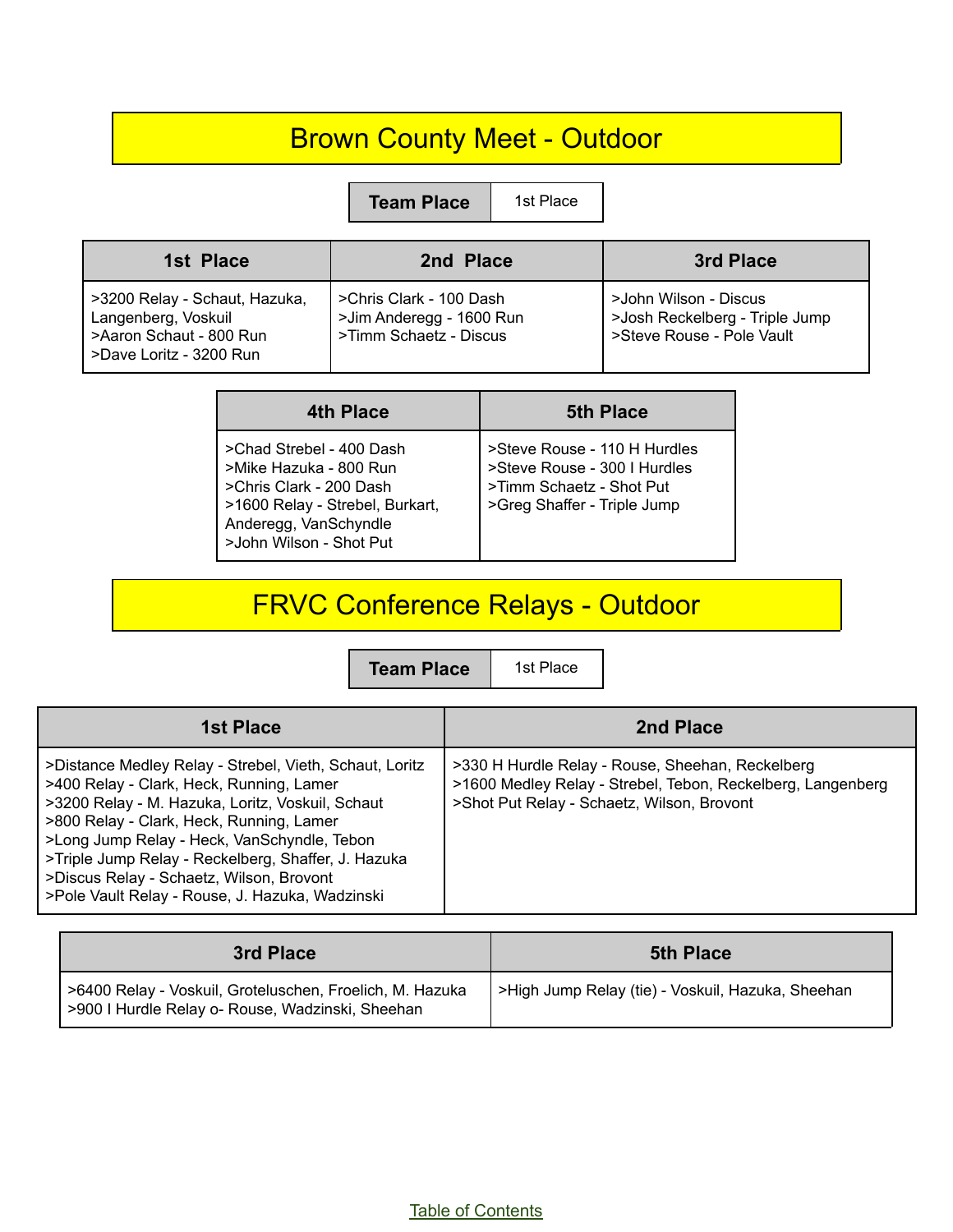# Brown County Meet - Outdoor

| Team Place | 1st Place |
|---|---|

| 1st Place | 2nd Place | 3rd Place |
|---|---|---|
| >3200 Relay - Schaut, Hazuka, Langenberg, Voskuil<br>>Aaron Schaut - 800 Run<br>>Dave Loritz - 3200 Run | >Chris Clark - 100 Dash<br>>Jim Anderegg - 1600 Run<br>>Timm Schaetz - Discus | >John Wilson - Discus<br>>Josh Reckelberg - Triple Jump<br>>Steve Rouse - Pole Vault |

| 4th Place | 5th Place |
|---|---|
| >Chad Strebel - 400 Dash<br>>Mike Hazuka - 800 Run<br>>Chris Clark - 200 Dash<br>>1600 Relay - Strebel, Burkart, Anderegg, VanSchyndle<br>>John Wilson - Shot Put | >Steve Rouse - 110 H Hurdles<br>>Steve Rouse - 300 I Hurdles<br>>Timm Schaetz - Shot Put<br>>Greg Shaffer - Triple Jump |

# FRVC Conference Relays - Outdoor

| Team Place | 1st Place |
|---|---|

| 1st Place | 2nd Place |
|---|---|
| >Distance Medley Relay - Strebel, Vieth, Schaut, Loritz<br>>400 Relay - Clark, Heck, Running, Lamer<br>>3200 Relay - M. Hazuka, Loritz, Voskuil, Schaut<br>>800 Relay - Clark, Heck, Running, Lamer<br>>Long Jump Relay - Heck, VanSchyndle, Tebon<br>>Triple Jump Relay - Reckelberg, Shaffer, J. Hazuka<br>>Discus Relay - Schaetz, Wilson, Brovont<br>>Pole Vault Relay - Rouse, J. Hazuka, Wadzinski | >330 H Hurdle Relay - Rouse, Sheehan, Reckelberg<br>>1600 Medley Relay - Strebel, Tebon, Reckelberg, Langenberg<br>>Shot Put Relay - Schaetz, Wilson, Brovont |

| 3rd Place | 5th Place |
|---|---|
| >6400 Relay - Voskuil, Groteluschen, Froelich, M. Hazuka<br>>900 I Hurdle Relay o- Rouse, Wadzinski, Sheehan | >High Jump Relay (tie) - Voskuil, Hazuka, Sheehan |

Table of Contents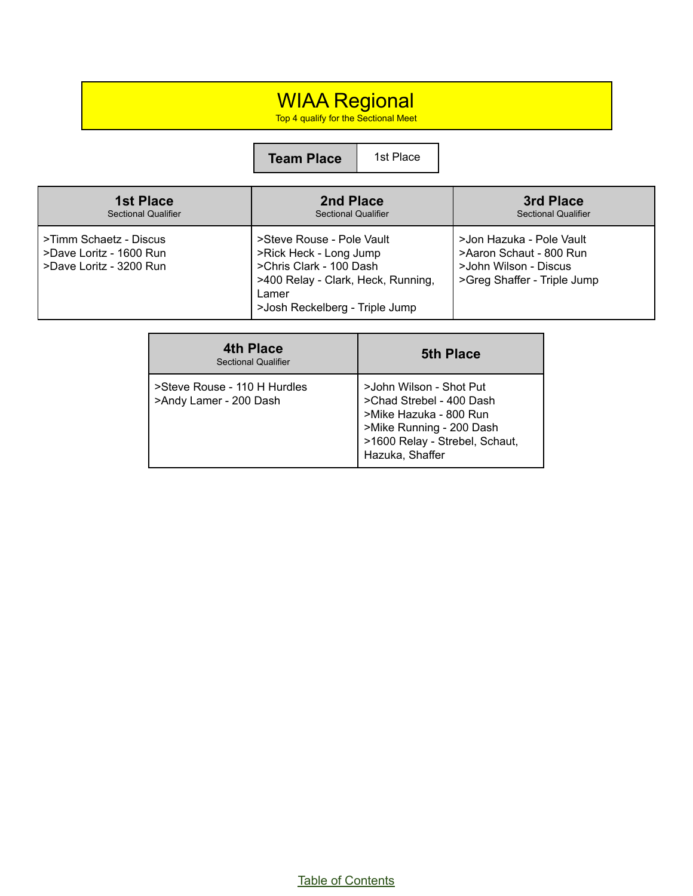# WIAA Regional

Top 4 qualify for the Sectional Meet

| Team Place | 1st Place |
|---|---|

| 1st Place<br>Sectional Qualifier | 2nd Place<br>Sectional Qualifier | 3rd Place<br>Sectional Qualifier |
|---|---|---|
| >Timm Schaetz - Discus<br>>Dave Loritz - 1600 Run<br>>Dave Loritz - 3200 Run | >Steve Rouse - Pole Vault<br>>Rick Heck - Long Jump<br>>Chris Clark - 100 Dash<br>>400 Relay - Clark, Heck, Running, Lamer<br>>Josh Reckelberg - Triple Jump | >Jon Hazuka - Pole Vault<br>>Aaron Schaut - 800 Run<br>>John Wilson - Discus<br>>Greg Shaffer - Triple Jump |

| 4th Place<br>Sectional Qualifier | 5th Place |
|---|---|
| >Steve Rouse - 110 H Hurdles<br>>Andy Lamer - 200 Dash | >John Wilson - Shot Put<br>>Chad Strebel - 400 Dash<br>>Mike Hazuka - 800 Run<br>>Mike Running - 200 Dash<br>>1600 Relay - Strebel, Schaut, Hazuka, Shaffer |

Table of Contents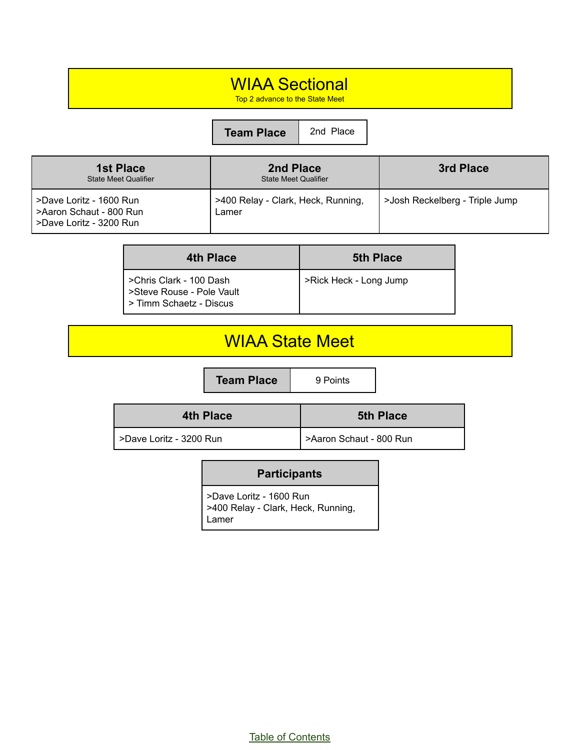# WIAA Sectional

Top 2 advance to the State Meet

| Team Place | 2nd Place |
| --- | --- |

| 1st Place<br>State Meet Qualifier | 2nd Place<br>State Meet Qualifier | 3rd Place |
| --- | --- | --- |
| >Dave Loritz - 1600 Run<br>>Aaron Schaut - 800 Run<br>>Dave Loritz - 3200 Run | >400 Relay - Clark, Heck, Running, Lamer | >Josh Reckelberg - Triple Jump |

| 4th Place | 5th Place |
| --- | --- |
| >Chris Clark - 100 Dash<br>>Steve Rouse - Pole Vault<br>> Timm Schaetz - Discus | >Rick Heck - Long Jump |

# WIAA State Meet

| Team Place | 9 Points |
| --- | --- |

| 4th Place | 5th Place |
| --- | --- |
| >Dave Loritz - 3200 Run | >Aaron Schaut - 800 Run |

| Participants |
| --- |
| >Dave Loritz - 1600 Run<br>>400 Relay - Clark, Heck, Running, Lamer |

Table of Contents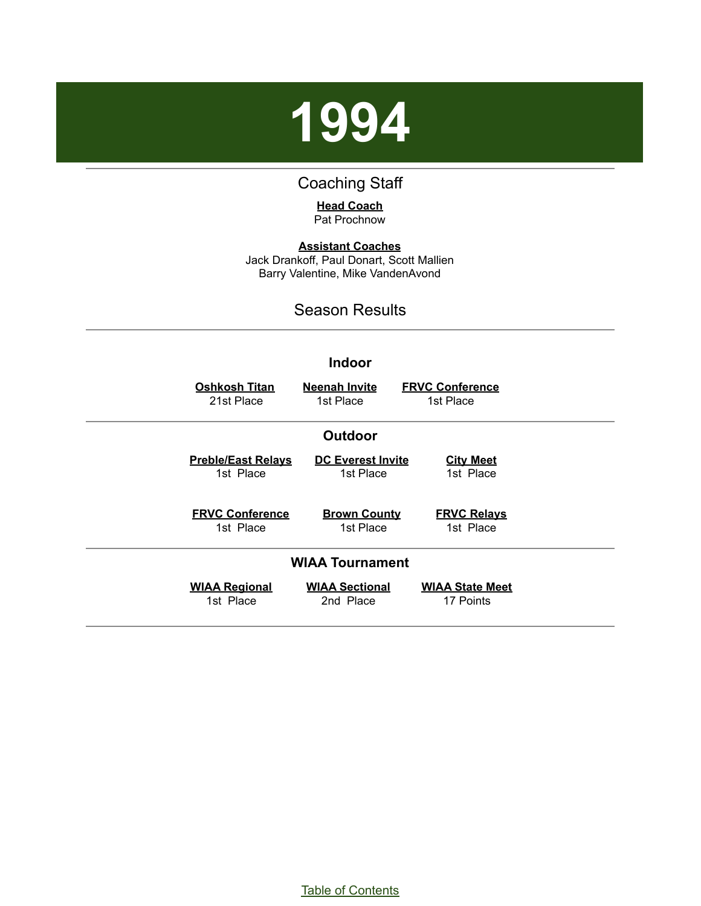# 1994

## Coaching Staff

**Head Coach**
Pat Prochnow

**Assistant Coaches**
Jack Drankoff, Paul Donart, Scott Mallien
Barry Valentine, Mike VandenAvond

## Season Results

### Indoor

| Oshkosh Titan | Neenah Invite | FRVC Conference |
|---|---|---|
| 21st Place | 1st Place | 1st Place |

### Outdoor

| Preble/East Relays | DC Everest Invite | City Meet |
|---|---|---|
| 1st Place | 1st Place | 1st Place |

| FRVC Conference | Brown County | FRVC Relays |
|---|---|---|
| 1st Place | 1st Place | 1st Place |

### WIAA Tournament

| WIAA Regional | WIAA Sectional | WIAA State Meet |
|---|---|---|
| 1st Place | 2nd Place | 17 Points |

Table of Contents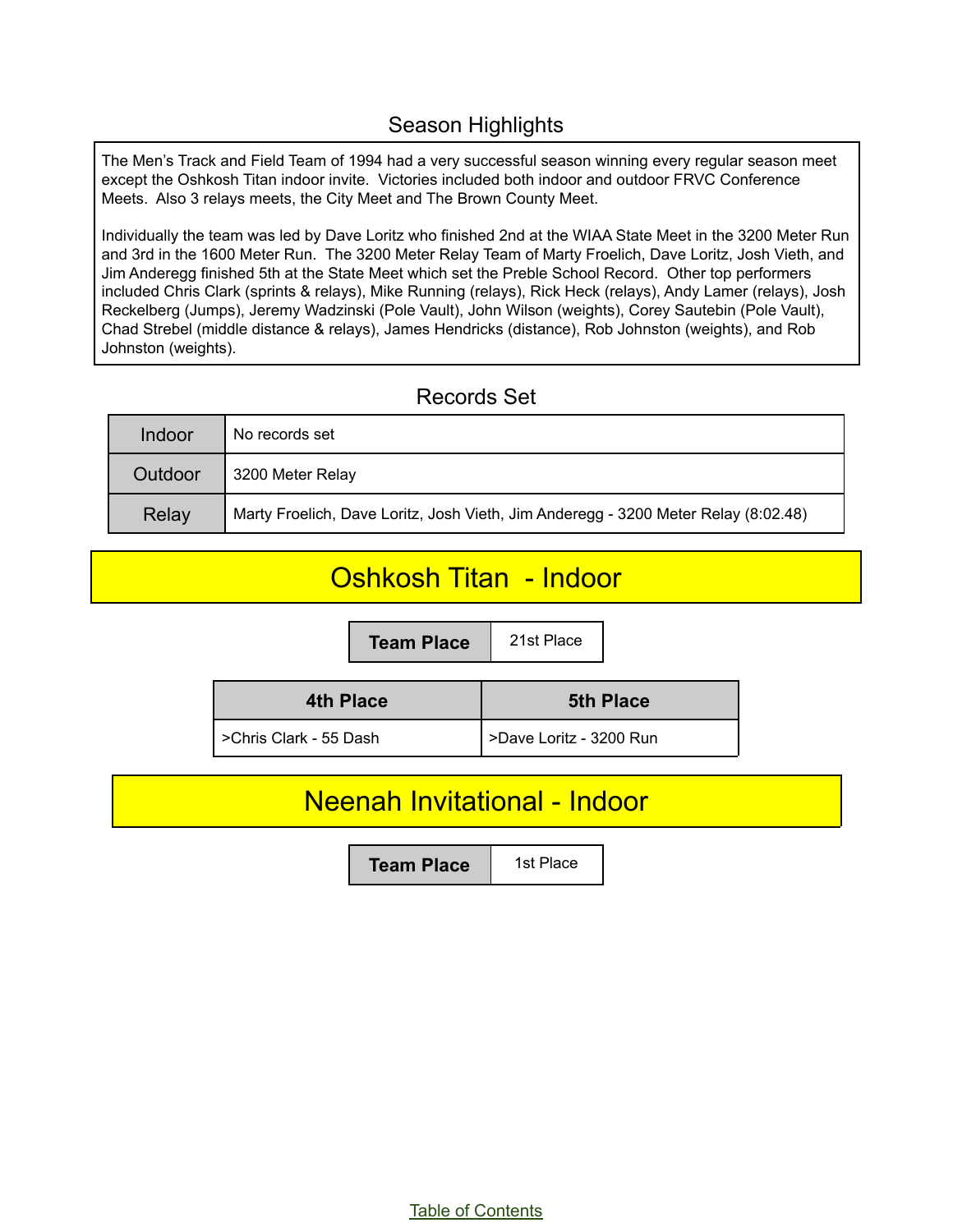## Season Highlights

The Men's Track and Field Team of 1994 had a very successful season winning every regular season meet except the Oshkosh Titan indoor invite. Victories included both indoor and outdoor FRVC Conference Meets. Also 3 relays meets, the City Meet and The Brown County Meet.

Individually the team was led by Dave Loritz who finished 2nd at the WIAA State Meet in the 3200 Meter Run and 3rd in the 1600 Meter Run. The 3200 Meter Relay Team of Marty Froelich, Dave Loritz, Josh Vieth, and Jim Anderegg finished 5th at the State Meet which set the Preble School Record. Other top performers included Chris Clark (sprints & relays), Mike Running (relays), Rick Heck (relays), Andy Lamer (relays), Josh Reckelberg (Jumps), Jeremy Wadzinski (Pole Vault), John Wilson (weights), Corey Sautebin (Pole Vault), Chad Strebel (middle distance & relays), James Hendricks (distance), Rob Johnston (weights), and Rob Johnston (weights).

## Records Set

| | |
|---|---|
| Indoor | No records set |
| Outdoor | 3200 Meter Relay |
| Relay | Marty Froelich, Dave Loritz, Josh Vieth, Jim Anderegg - 3200 Meter Relay (8:02.48) |

## Oshkosh Titan - Indoor

| Team Place | 21st Place |
|---|---|

| 4th Place | 5th Place |
|---|---|
| >Chris Clark - 55 Dash | >Dave Loritz - 3200 Run |

## Neenah Invitational - Indoor

| Team Place | 1st Place |
|---|---|

Table of Contents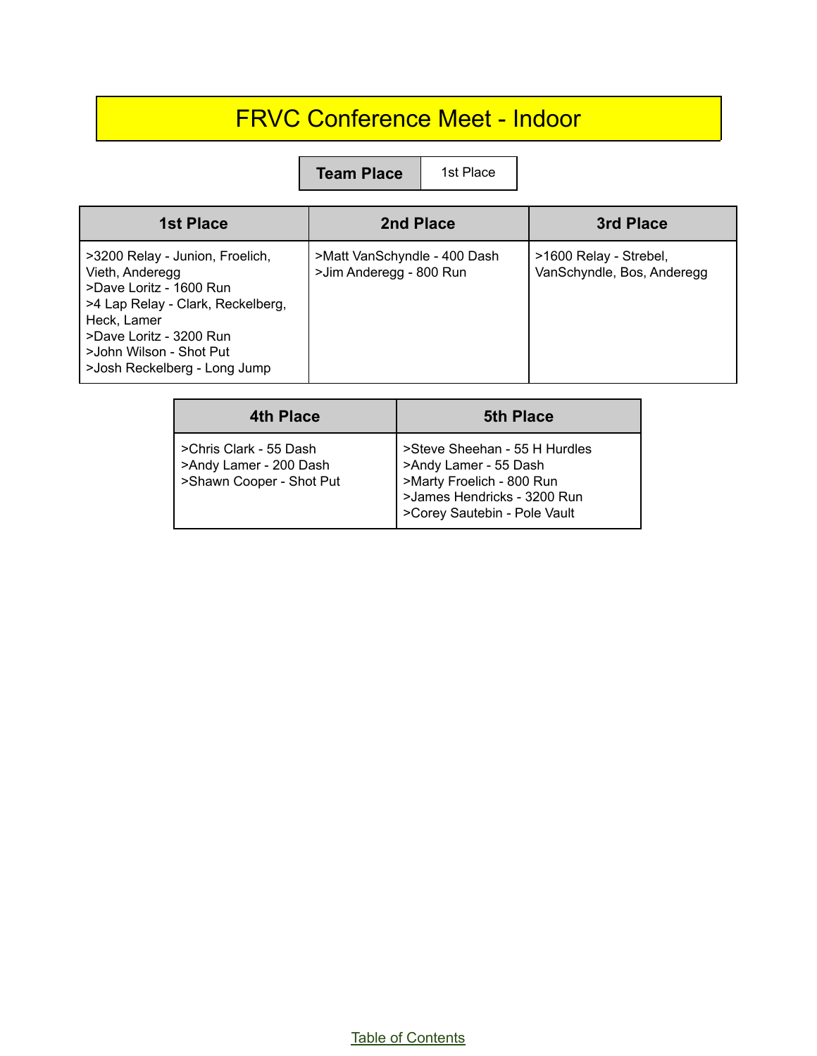# FRVC Conference Meet - Indoor

| Team Place | 1st Place |
|---|---|

| 1st Place | 2nd Place | 3rd Place |
|---|---|---|
| >3200 Relay - Junion, Froelich, Vieth, Anderegg<br>>Dave Loritz - 1600 Run<br>>4 Lap Relay - Clark, Reckelberg, Heck, Lamer<br>>Dave Loritz - 3200 Run<br>>John Wilson - Shot Put<br>>Josh Reckelberg - Long Jump | >Matt VanSchyndle - 400 Dash<br>>Jim Anderegg - 800 Run | >1600 Relay - Strebel, VanSchyndle, Bos, Anderegg |

| 4th Place | 5th Place |
|---|---|
| >Chris Clark - 55 Dash<br>>Andy Lamer - 200 Dash<br>>Shawn Cooper - Shot Put | >Steve Sheehan - 55 H Hurdles<br>>Andy Lamer - 55 Dash<br>>Marty Froelich - 800 Run<br>>James Hendricks - 3200 Run<br>>Corey Sautebin - Pole Vault |

Table of Contents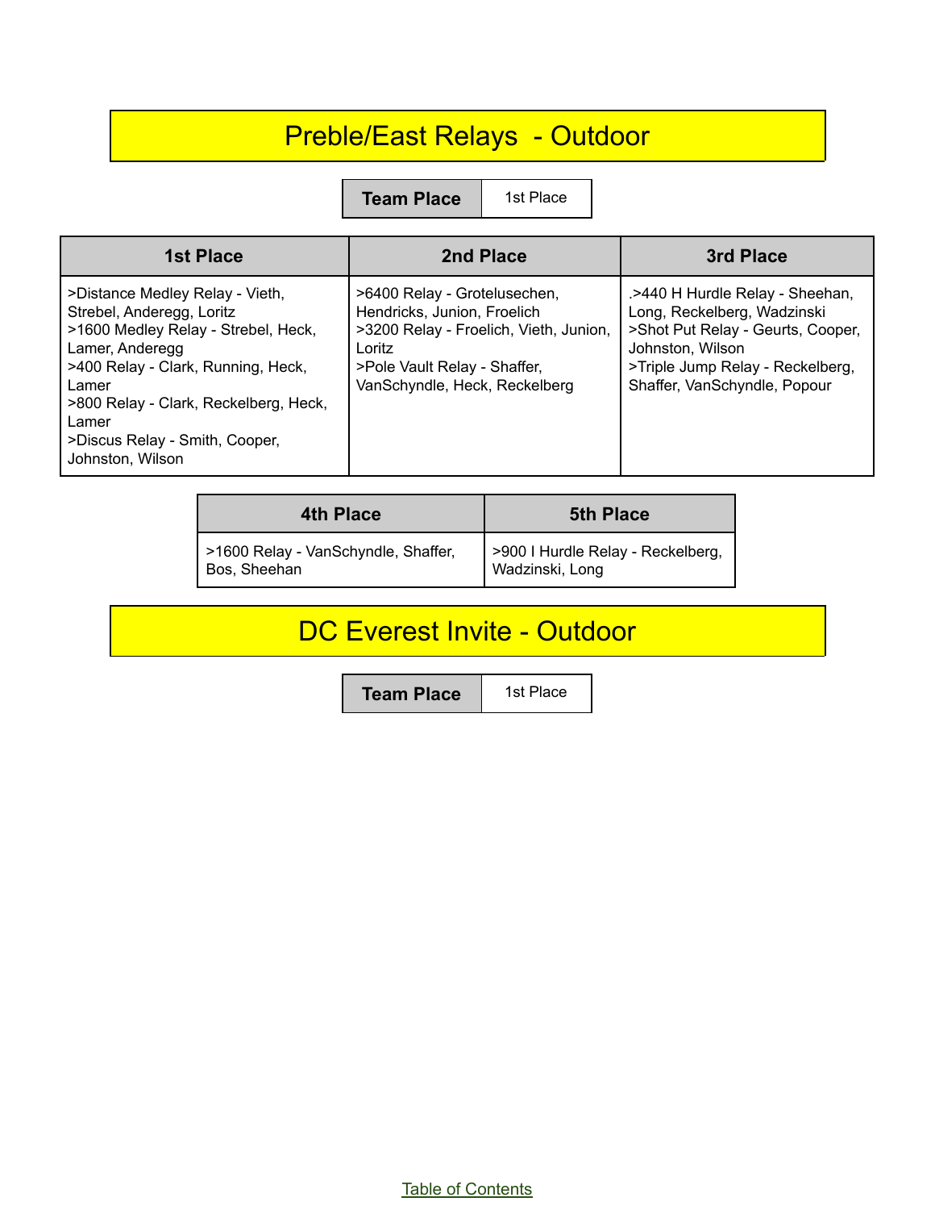# Preble/East Relays - Outdoor

| Team Place | 1st Place |
|---|---|

| 1st Place | 2nd Place | 3rd Place |
|---|---|---|
| >Distance Medley Relay - Vieth, Strebel, Anderegg, Loritz<br>>1600 Medley Relay - Strebel, Heck, Lamer, Anderegg<br>>400 Relay - Clark, Running, Heck, Lamer<br>>800 Relay - Clark, Reckelberg, Heck, Lamer<br>>Discus Relay - Smith, Cooper, Johnston, Wilson | >6400 Relay - Grotelusechen, Hendricks, Junion, Froelich<br>>3200 Relay - Froelich, Vieth, Junion, Loritz<br>>Pole Vault Relay - Shaffer, VanSchyndle, Heck, Reckelberg | .>440 H Hurdle Relay - Sheehan, Long, Reckelberg, Wadzinski<br>>Shot Put Relay - Geurts, Cooper, Johnston, Wilson<br>>Triple Jump Relay - Reckelberg, Shaffer, VanSchyndle, Popour |

| 4th Place | 5th Place |
|---|---|
| >1600 Relay - VanSchyndle, Shaffer, Bos, Sheehan | >900 I Hurdle Relay - Reckelberg, Wadzinski, Long |

# DC Everest Invite - Outdoor

| Team Place | 1st Place |
|---|---|

Table of Contents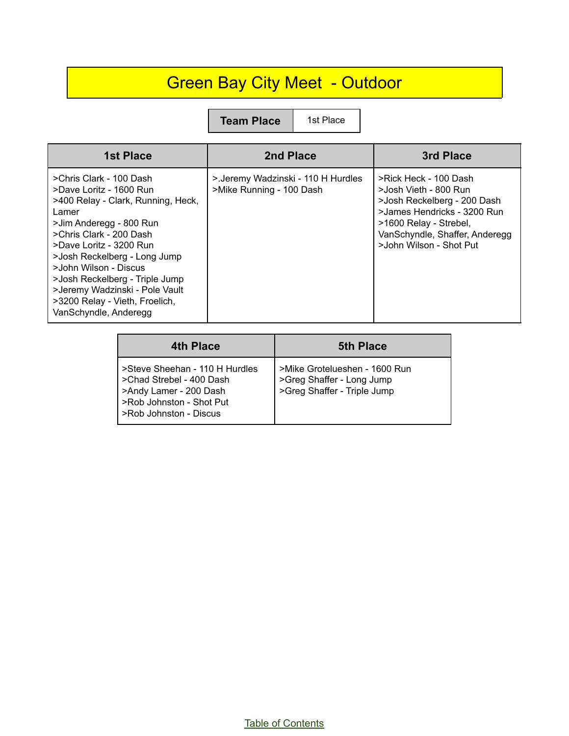# Green Bay City Meet - Outdoor

| Team Place | 1st Place |
|---|---|

| 1st Place | 2nd Place | 3rd Place |
|---|---|---|
| >Chris Clark - 100 Dash<br>>Dave Loritz - 1600 Run<br>>400 Relay - Clark, Running, Heck, Lamer<br>>Jim Anderegg - 800 Run<br>>Chris Clark - 200 Dash<br>>Dave Loritz - 3200 Run<br>>Josh Reckelberg - Long Jump<br>>John Wilson - Discus<br>>Josh Reckelberg - Triple Jump<br>>Jeremy Wadzinski - Pole Vault<br>>3200 Relay - Vieth, Froelich, VanSchyndle, Anderegg | >.Jeremy Wadzinski - 110 H Hurdles<br>>Mike Running - 100 Dash | >Rick Heck - 100 Dash<br>>Josh Vieth - 800 Run<br>>Josh Reckelberg - 200 Dash<br>>James Hendricks - 3200 Run<br>>1600 Relay - Strebel, VanSchyndle, Shaffer, Anderegg<br>>John Wilson - Shot Put |

| 4th Place | 5th Place |
|---|---|
| >Steve Sheehan - 110 H Hurdles<br>>Chad Strebel - 400 Dash<br>>Andy Lamer - 200 Dash<br>>Rob Johnston - Shot Put<br>>Rob Johnston - Discus | >Mike Grotelueshen - 1600 Run<br>>Greg Shaffer - Long Jump<br>>Greg Shaffer - Triple Jump |

Table of Contents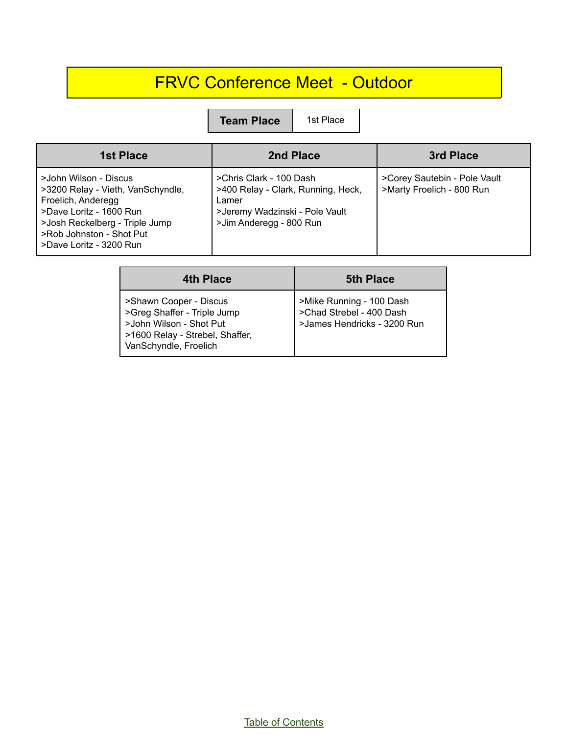# FRVC Conference Meet - Outdoor

| Team Place | 1st Place |
| --- | --- |

| 1st Place | 2nd Place | 3rd Place |
| --- | --- | --- |
| >John Wilson - Discus<br>>3200 Relay - Vieth, VanSchyndle, Froelich, Anderegg<br>>Dave Loritz - 1600 Run<br>>Josh Reckelberg - Triple Jump<br>>Rob Johnston - Shot Put<br>>Dave Loritz - 3200 Run | >Chris Clark - 100 Dash<br>>400 Relay - Clark, Running, Heck, Lamer<br>>Jeremy Wadzinski - Pole Vault<br>>Jim Anderegg - 800 Run | >Corey Sautebin - Pole Vault<br>>Marty Froelich - 800 Run |

| 4th Place | 5th Place |
| --- | --- |
| >Shawn Cooper - Discus<br>>Greg Shaffer - Triple Jump<br>>John Wilson - Shot Put<br>>1600 Relay - Strebel, Shaffer, VanSchyndle, Froelich | >Mike Running - 100 Dash<br>>Chad Strebel - 400 Dash<br>>James Hendricks - 3200 Run |

Table of Contents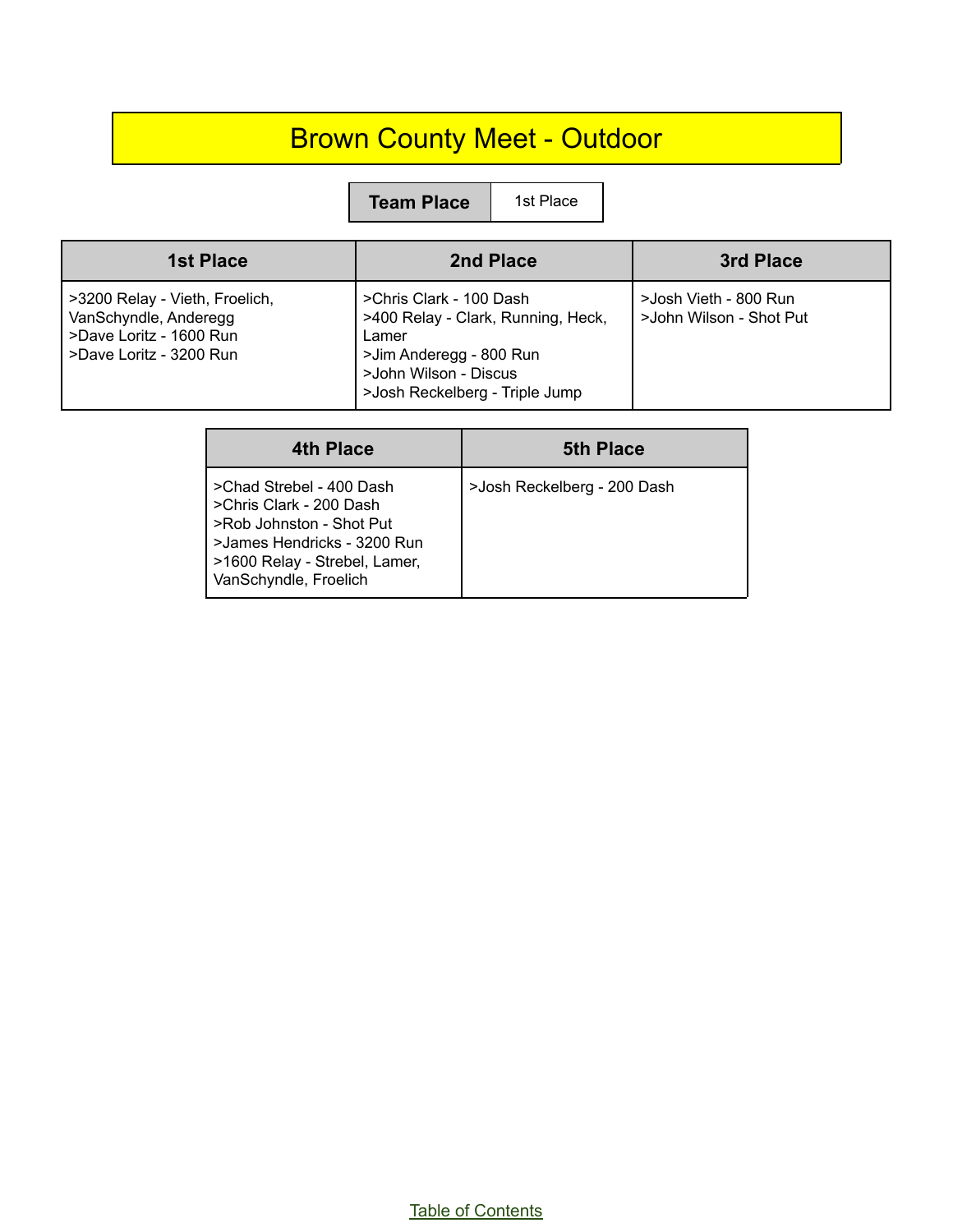# Brown County Meet - Outdoor

| Team Place | 1st Place |
|---|---|

| 1st Place | 2nd Place | 3rd Place |
|---|---|---|
| >3200 Relay - Vieth, Froelich, VanSchyndle, Anderegg<br>>Dave Loritz - 1600 Run<br>>Dave Loritz - 3200 Run | >Chris Clark - 100 Dash<br>>400 Relay - Clark, Running, Heck, Lamer<br>>Jim Anderegg - 800 Run<br>>John Wilson - Discus<br>>Josh Reckelberg - Triple Jump | >Josh Vieth - 800 Run<br>>John Wilson - Shot Put |

| 4th Place | 5th Place |
|---|---|
| >Chad Strebel - 400 Dash<br>>Chris Clark - 200 Dash<br>>Rob Johnston - Shot Put<br>>James Hendricks - 3200 Run<br>>1600 Relay - Strebel, Lamer, VanSchyndle, Froelich | >Josh Reckelberg - 200 Dash |

Table of Contents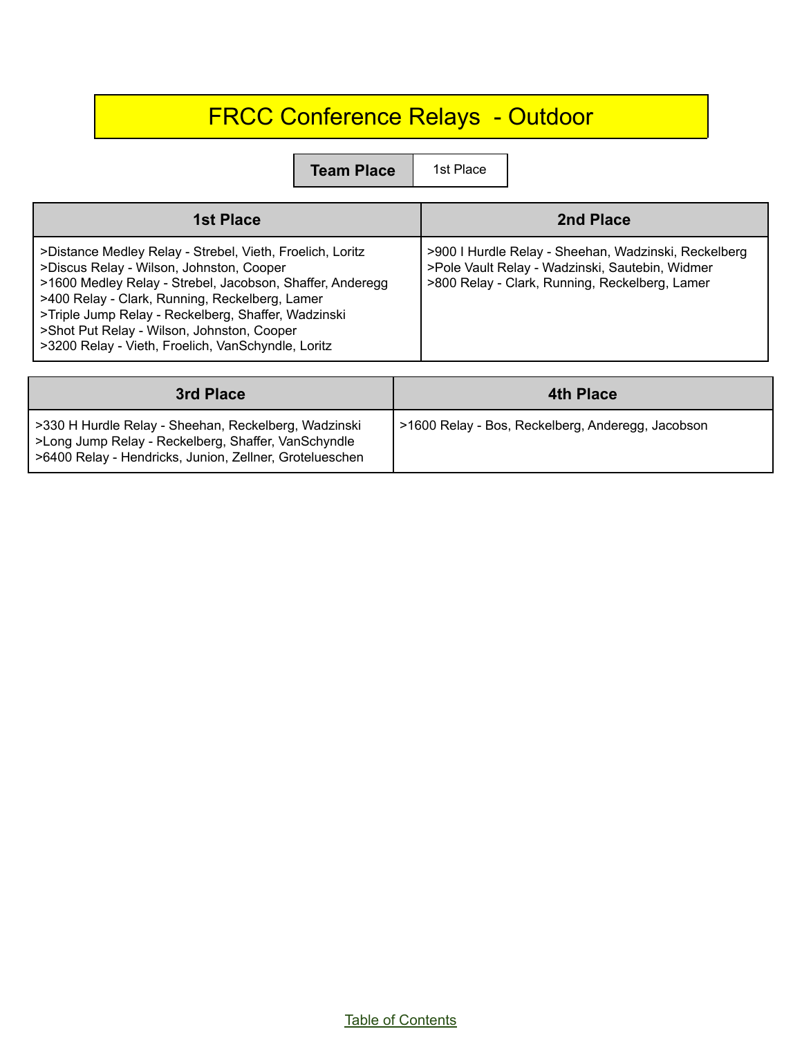# FRCC Conference Relays - Outdoor

| Team Place | 1st Place |
|---|---|

| 1st Place | 2nd Place |
|---|---|
| >Distance Medley Relay - Strebel, Vieth, Froelich, Loritz<br>>Discus Relay - Wilson, Johnston, Cooper<br>>1600 Medley Relay - Strebel, Jacobson, Shaffer, Anderegg<br>>400 Relay - Clark, Running, Reckelberg, Lamer<br>>Triple Jump Relay - Reckelberg, Shaffer, Wadzinski<br>>Shot Put Relay - Wilson, Johnston, Cooper<br>>3200 Relay - Vieth, Froelich, VanSchyndle, Loritz | >900 I Hurdle Relay - Sheehan, Wadzinski, Reckelberg<br>>Pole Vault Relay - Wadzinski, Sautebin, Widmer<br>>800 Relay - Clark, Running, Reckelberg, Lamer |

| 3rd Place | 4th Place |
|---|---|
| >330 H Hurdle Relay - Sheehan, Reckelberg, Wadzinski<br>>Long Jump Relay - Reckelberg, Shaffer, VanSchyndle<br>>6400 Relay - Hendricks, Junion, Zellner, Groteluesch​en | >1600 Relay - Bos, Reckelberg, Anderegg, Jacobson |

Table of Contents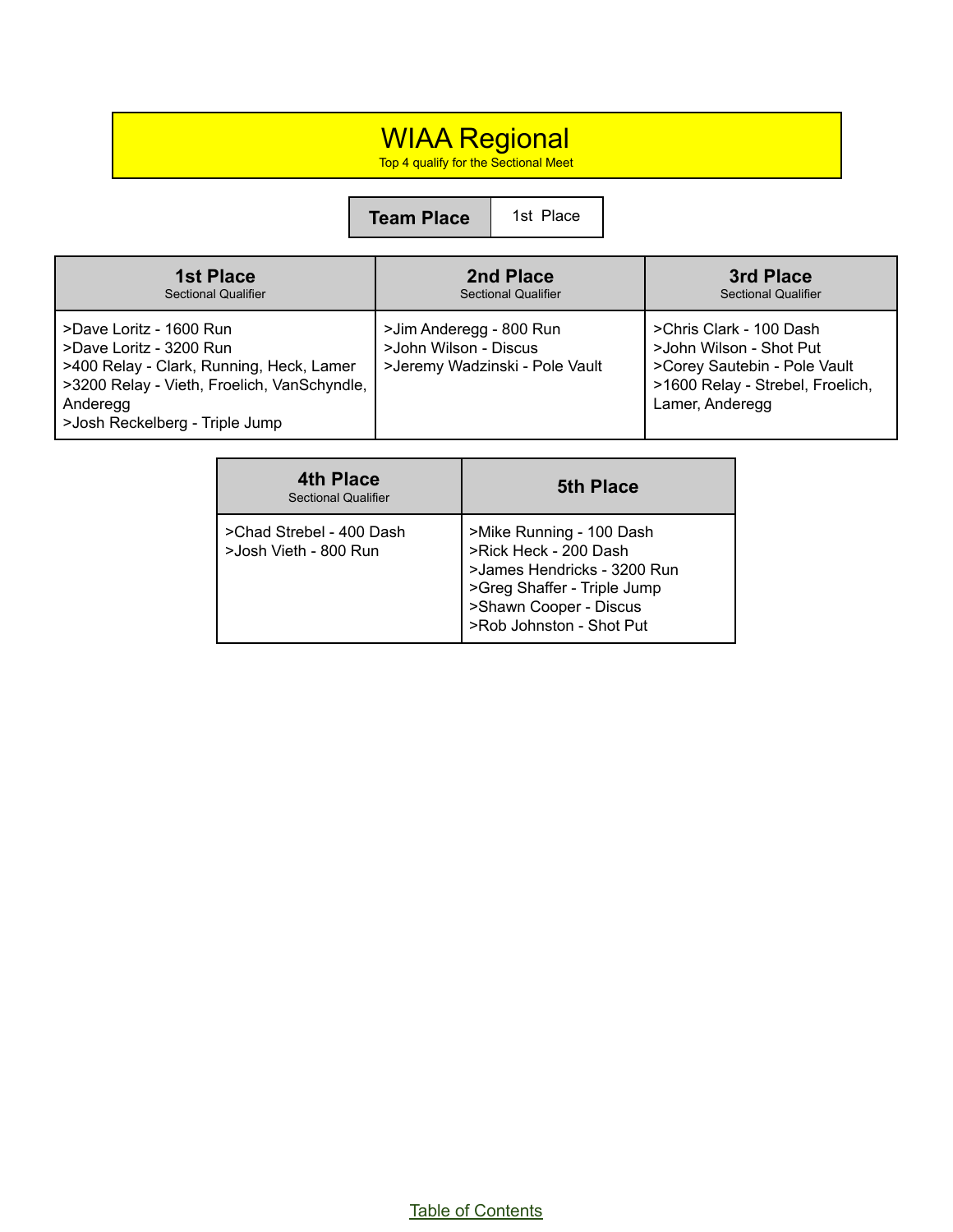# WIAA Regional

Top 4 qualify for the Sectional Meet

| Team Place | 1st Place |
|---|---|

| 1st Place<br>Sectional Qualifier | 2nd Place<br>Sectional Qualifier | 3rd Place<br>Sectional Qualifier |
|---|---|---|
| >Dave Loritz - 1600 Run<br>>Dave Loritz - 3200 Run<br>>400 Relay - Clark, Running, Heck, Lamer<br>>3200 Relay - Vieth, Froelich, VanSchyndle, Anderegg<br>>Josh Reckelberg - Triple Jump | >Jim Anderegg - 800 Run<br>>John Wilson - Discus<br>>Jeremy Wadzinski - Pole Vault | >Chris Clark - 100 Dash<br>>John Wilson - Shot Put<br>>Corey Sautebin - Pole Vault<br>>1600 Relay - Strebel, Froelich, Lamer, Anderegg |

| 4th Place<br>Sectional Qualifier | 5th Place |
|---|---|
| >Chad Strebel - 400 Dash<br>>Josh Vieth - 800 Run | >Mike Running - 100 Dash<br>>Rick Heck - 200 Dash<br>>James Hendricks - 3200 Run<br>>Greg Shaffer - Triple Jump<br>>Shawn Cooper - Discus<br>>Rob Johnston - Shot Put |

Table of Contents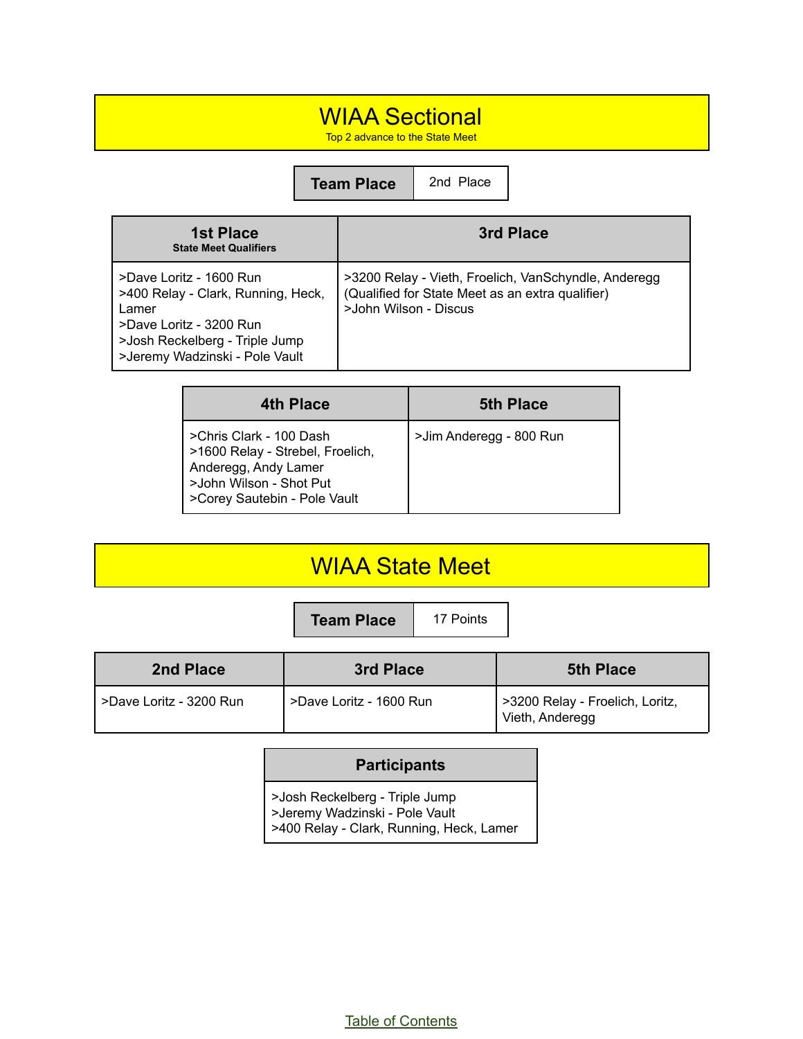# WIAA Sectional

Top 2 advance to the State Meet

| Team Place | 2nd Place |
| --- | --- |

| 1st Place<br>State Meet Qualifiers | 3rd Place |
| --- | --- |
| >Dave Loritz - 1600 Run<br>>400 Relay - Clark, Running, Heck, Lamer<br>>Dave Loritz - 3200 Run<br>>Josh Reckelberg - Triple Jump<br>>Jeremy Wadzinski - Pole Vault | >3200 Relay - Vieth, Froelich, VanSchyndle, Anderegg (Qualified for State Meet as an extra qualifier)<br>>John Wilson - Discus |

| 4th Place | 5th Place |
| --- | --- |
| >Chris Clark - 100 Dash<br>>1600 Relay - Strebel, Froelich, Anderegg, Andy Lamer<br>>John Wilson - Shot Put<br>>Corey Sautebin - Pole Vault | >Jim Anderegg - 800 Run |

# WIAA State Meet

| Team Place | 17 Points |
| --- | --- |

| 2nd Place | 3rd Place | 5th Place |
| --- | --- | --- |
| >Dave Loritz - 3200 Run | >Dave Loritz - 1600 Run | >3200 Relay - Froelich, Loritz, Vieth, Anderegg |

| Participants |
| --- |
| >Josh Reckelberg - Triple Jump<br>>Jeremy Wadzinski - Pole Vault<br>>400 Relay - Clark, Running, Heck, Lamer |

Table of Contents